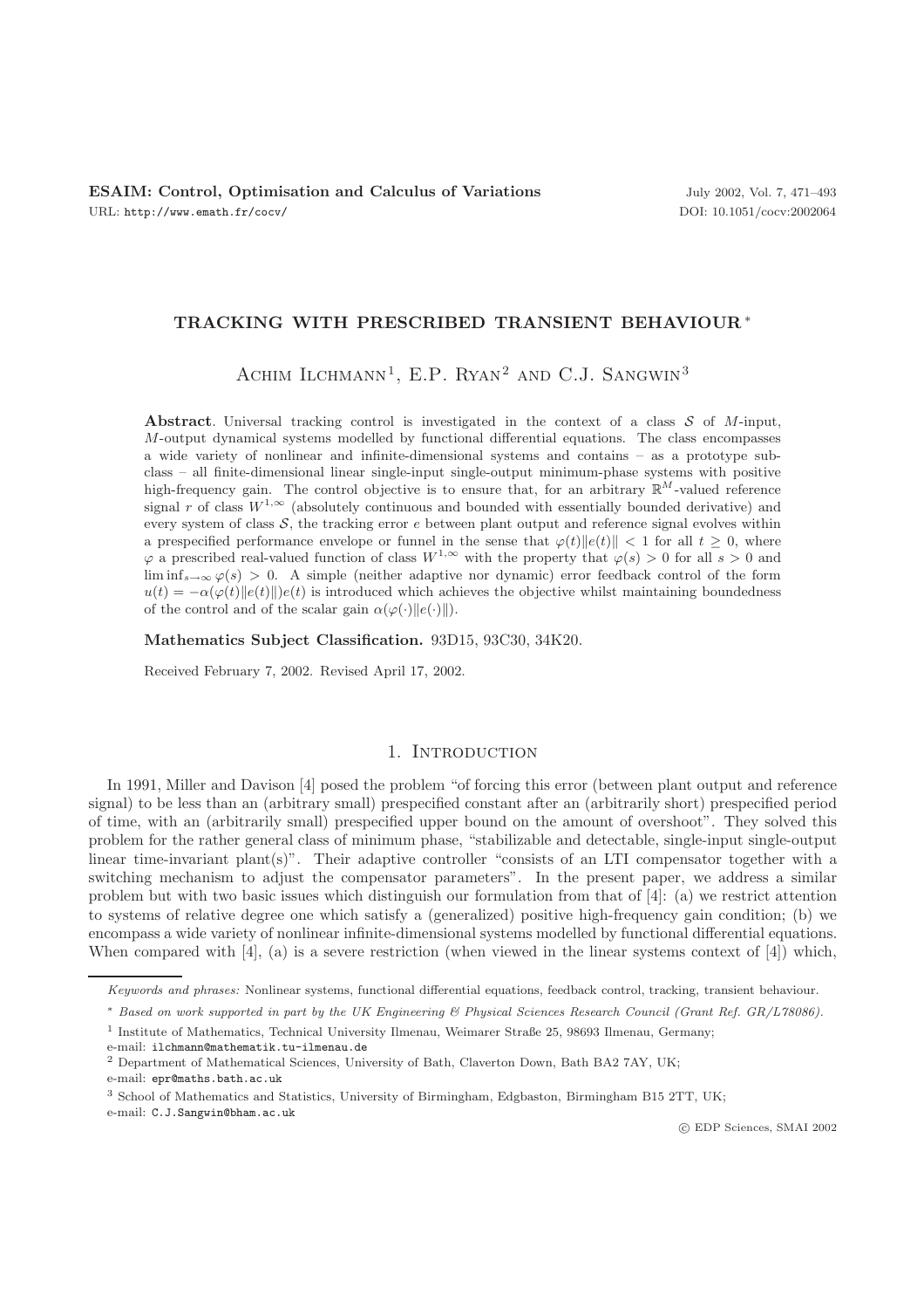# TRACKING WITH PRESCRIBED TRANSIENT BEHAVIOUR *

Achim Ilchmann[1], E.P. Ryan[2] and C.J. Sangwin[3]

**Abstract**. Universal tracking control is investigated in the context of a class $\mathcal{S}$ of $M$-input, $M$-output dynamical systems modelled by functional differential equations. The class encompasses a wide variety of nonlinear and infinite-dimensional systems and contains – as a prototype subclass – all finite-dimensional linear single-input single-output minimum-phase systems with positive high-frequency gain. The control objective is to ensure that, for an arbitrary $\mathbb{R}^M$-valued reference signal $r$ of class $W^{1,\infty}$ (absolutely continuous and bounded with essentially bounded derivative) and every system of class $\mathcal{S}$, the tracking error $e$ between plant output and reference signal evolves within a prespecified performance envelope or funnel in the sense that $\varphi(t)\|e(t)\| < 1$ for all $t \geq 0$, where $\varphi$ a prescribed real-valued function of class $W^{1,\infty}$ with the property that $\varphi(s) > 0$ for all $s > 0$ and $\liminf_{s\to\infty} \varphi(s) > 0$. A simple (neither adaptive nor dynamic) error feedback control of the form $u(t) = -\alpha(\varphi(t)\|e(t)\|)e(t)$ is introduced which achieves the objective whilst maintaining boundedness of the control and of the scalar gain $\alpha(\varphi(\cdot)\|e(\cdot)\|)$.

**Mathematics Subject Classification.** 93D15, 93C30, 34K20.

Received February 7, 2002. Revised April 17, 2002.

## 1. Introduction

In 1991, Miller and Davison [4] posed the problem "of forcing this error (between plant output and reference signal) to be less than an (arbitrary small) prespecified constant after an (arbitrarily short) prespecified period of time, with an (arbitrarily small) prespecified upper bound on the amount of overshoot". They solved this problem for the rather general class of minimum phase, "stabilizable and detectable, single-input single-output linear time-invariant plant(s)". Their adaptive controller "consists of an LTI compensator together with a switching mechanism to adjust the compensator parameters". In the present paper, we address a similar problem but with two basic issues which distinguish our formulation from that of [4]: (a) we restrict attention to systems of relative degree one which satisfy a (generalized) positive high-frequency gain condition; (b) we encompass a wide variety of nonlinear infinite-dimensional systems modelled by functional differential equations. When compared with [4], (a) is a severe restriction (when viewed in the linear systems context of [4]) which,

---

*Keywords and phrases:* Nonlinear systems, functional differential equations, feedback control, tracking, transient behaviour.

\* *Based on work supported in part by the UK Engineering & Physical Sciences Research Council (Grant Ref. GR/L78086).*

[1] Institute of Mathematics, Technical University Ilmenau, Weimarer Straße 25, 98693 Ilmenau, Germany; e-mail: ilchmann@mathematik.tu-ilmenau.de

[2] Department of Mathematical Sciences, University of Bath, Claverton Down, Bath BA2 7AY, UK; e-mail: epr@maths.bath.ac.uk

[3] School of Mathematics and Statistics, University of Birmingham, Edgbaston, Birmingham B15 2TT, UK; e-mail: C.J.Sangwin@bham.ac.uk

© EDP Sciences, SMAI 2002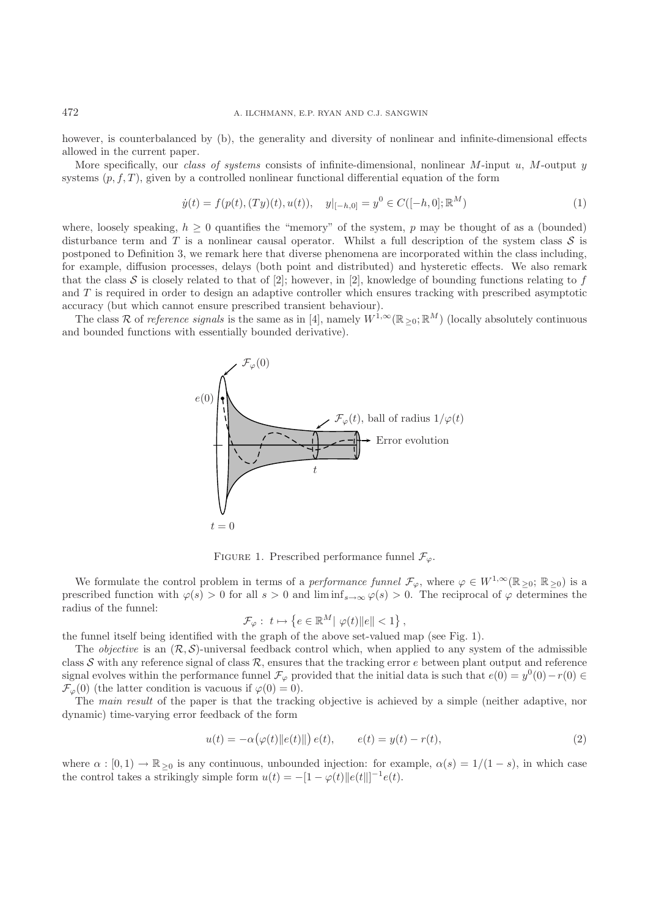however, is counterbalanced by (b), the generality and diversity of nonlinear and infinite-dimensional effects allowed in the current paper.

More specifically, our *class of systems* consists of infinite-dimensional, nonlinear $M$-input $u$, $M$-output $y$ systems $(p, f, T)$, given by a controlled nonlinear functional differential equation of the form

$$\dot{y}(t) = f(p(t), (Ty)(t), u(t)), \quad y|_{[-h,0]} = y^0 \in C([-h, 0]; \mathbb{R}^M) \tag{1}$$

where, loosely speaking, $h \geq 0$ quantifies the "memory" of the system, $p$ may be thought of as a (bounded) disturbance term and $T$ is a nonlinear causal operator. Whilst a full description of the system class $\mathcal{S}$ is postponed to Definition 3, we remark here that diverse phenomena are incorporated within the class including, for example, diffusion processes, delays (both point and distributed) and hysteretic effects. We also remark that the class $\mathcal{S}$ is closely related to that of [2]; however, in [2], knowledge of bounding functions relating to $f$ and $T$ is required in order to design an adaptive controller which ensures tracking with prescribed asymptotic accuracy (but which cannot ensure prescribed transient behaviour).

The class $\mathcal{R}$ of *reference signals* is the same as in [4], namely $W^{1,\infty}(\mathbb{R}_{\geq 0}; \mathbb{R}^M)$ (locally absolutely continuous and bounded functions with essentially bounded derivative).

Figure 1. Prescribed performance funnel $\mathcal{F}_\varphi$.

We formulate the control problem in terms of a *performance funnel* $\mathcal{F}_\varphi$, where $\varphi \in W^{1,\infty}(\mathbb{R}_{\geq 0}; \mathbb{R}_{\geq 0})$ is a prescribed function with $\varphi(s) > 0$ for all $s > 0$ and $\liminf_{s\to\infty} \varphi(s) > 0$. The reciprocal of $\varphi$ determines the radius of the funnel:

$$\mathcal{F}_\varphi : \ t \mapsto \left\{ e \in \mathbb{R}^M | \ \varphi(t)\|e\| < 1 \right\},$$

the funnel itself being identified with the graph of the above set-valued map (see Fig. 1).

The *objective* is an $(\mathcal{R}, \mathcal{S})$-universal feedback control which, when applied to any system of the admissible class $\mathcal{S}$ with any reference signal of class $\mathcal{R}$, ensures that the tracking error $e$ between plant output and reference signal evolves within the performance funnel $\mathcal{F}_\varphi$ provided that the initial data is such that $e(0) = y^0(0) - r(0) \in \mathcal{F}_\varphi(0)$ (the latter condition is vacuous if $\varphi(0) = 0$).

The *main result* of the paper is that the tracking objective is achieved by a simple (neither adaptive, nor dynamic) time-varying error feedback of the form

$$u(t) = -\alpha\big(\varphi(t)\|e(t)\|\big)\, e(t), \qquad e(t) = y(t) - r(t), \tag{2}$$

where $\alpha : [0, 1) \to \mathbb{R}_{\geq 0}$ is any continuous, unbounded injection: for example, $\alpha(s) = 1/(1-s)$, in which case the control takes a strikingly simple form $u(t) = -[1 - \varphi(t)\|e(t\|]^{-1}e(t)$.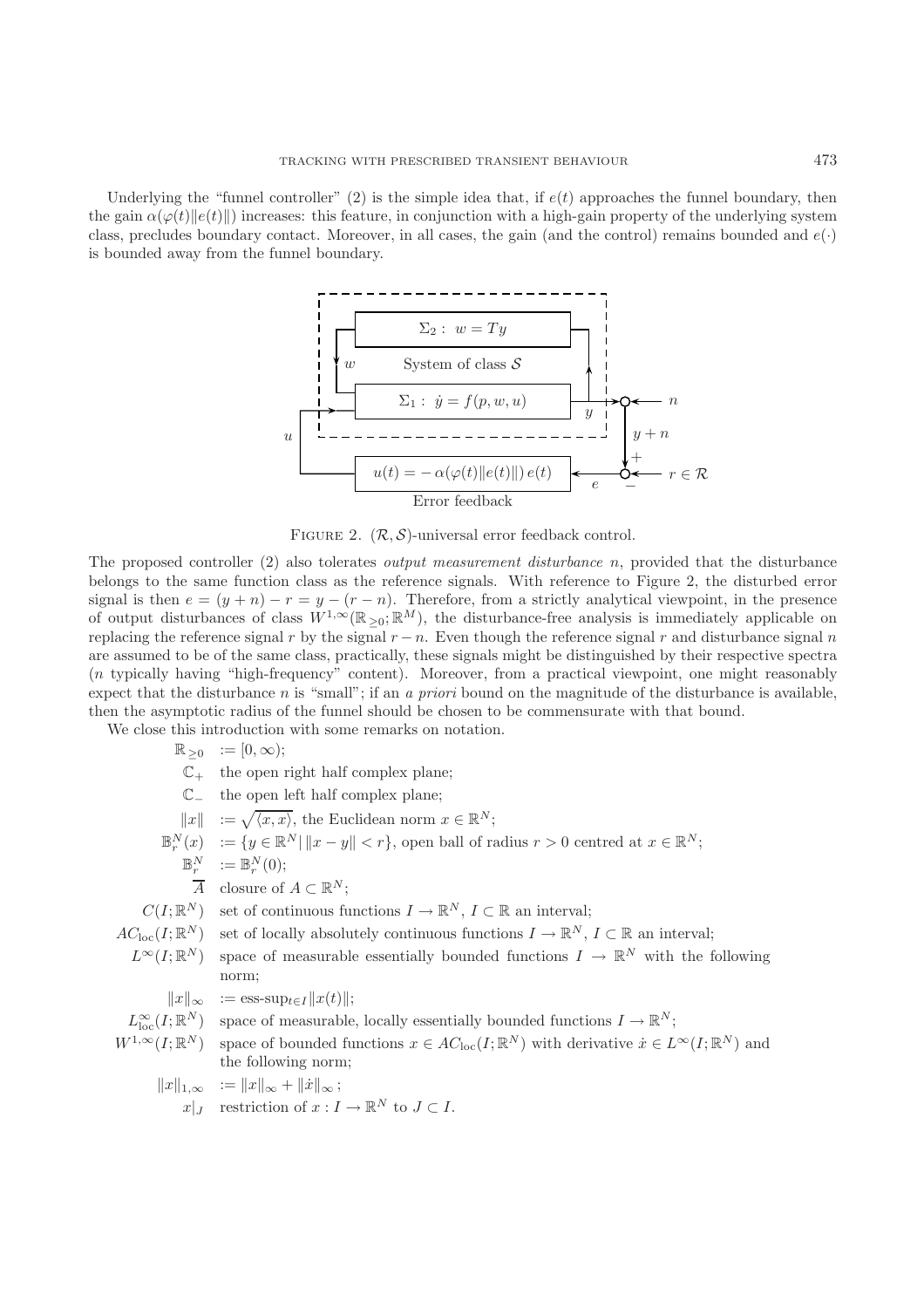Underlying the "funnel controller" (2) is the simple idea that, if $e(t)$ approaches the funnel boundary, then the gain $\alpha(\varphi(t)\|e(t)\|)$ increases: this feature, in conjunction with a high-gain property of the underlying system class, precludes boundary contact. Moreover, in all cases, the gain (and the control) remains bounded and $e(\cdot)$ is bounded away from the funnel boundary.

FIGURE 2. $(\mathcal{R}, \mathcal{S})$-universal error feedback control.

The proposed controller (2) also tolerates *output measurement disturbance* $n$, provided that the disturbance belongs to the same function class as the reference signals. With reference to Figure 2, the disturbed error signal is then $e = (y + n) - r = y - (r - n)$. Therefore, from a strictly analytical viewpoint, in the presence of output disturbances of class $W^{1,\infty}(\mathbb{R}_{\geq 0}; \mathbb{R}^M)$, the disturbance-free analysis is immediately applicable on replacing the reference signal $r$ by the signal $r - n$. Even though the reference signal $r$ and disturbance signal $n$ are assumed to be of the same class, practically, these signals might be distinguished by their respective spectra ($n$ typically having "high-frequency" content). Moreover, from a practical viewpoint, one might reasonably expect that the disturbance $n$ is "small"; if an *a priori* bound on the magnitude of the disturbance is available, then the asymptotic radius of the funnel should be chosen to be commensurate with that bound.

We close this introduction with some remarks on notation.

- $\mathbb{R}_{\geq 0} := [0, \infty)$;
- $\mathbb{C}_+$ the open right half complex plane;
- $\mathbb{C}_-$ the open left half complex plane;
- $\|x\| := \sqrt{\langle x, x\rangle}$, the Euclidean norm $x \in \mathbb{R}^N$;
- $\mathbb{B}_r^N(x) := \{y \in \mathbb{R}^N \mid \|x - y\| < r\}$, open ball of radius $r > 0$ centred at $x \in \mathbb{R}^N$;
- $\mathbb{B}_r^N := \mathbb{B}_r^N(0)$;
- $\overline{A}$ closure of $A \subset \mathbb{R}^N$;
- $C(I; \mathbb{R}^N)$ set of continuous functions $I \to \mathbb{R}^N$, $I \subset \mathbb{R}$ an interval;
- $AC_{\text{loc}}(I; \mathbb{R}^N)$ set of locally absolutely continuous functions $I \to \mathbb{R}^N$, $I \subset \mathbb{R}$ an interval;
- $L^\infty(I; \mathbb{R}^N)$ space of measurable essentially bounded functions $I \to \mathbb{R}^N$ with the following norm;
- $\|x\|_\infty := \text{ess-sup}_{t \in I}\|x(t)\|$;
- $L^\infty_{\text{loc}}(I; \mathbb{R}^N)$ space of measurable, locally essentially bounded functions $I \to \mathbb{R}^N$;
- $W^{1,\infty}(I; \mathbb{R}^N)$ space of bounded functions $x \in AC_{\text{loc}}(I; \mathbb{R}^N)$ with derivative $\dot{x} \in L^\infty(I; \mathbb{R}^N)$ and the following norm;
- $\|x\|_{1,\infty} := \|x\|_\infty + \|\dot{x}\|_\infty$;
- $x|_J$ restriction of $x : I \to \mathbb{R}^N$ to $J \subset I$.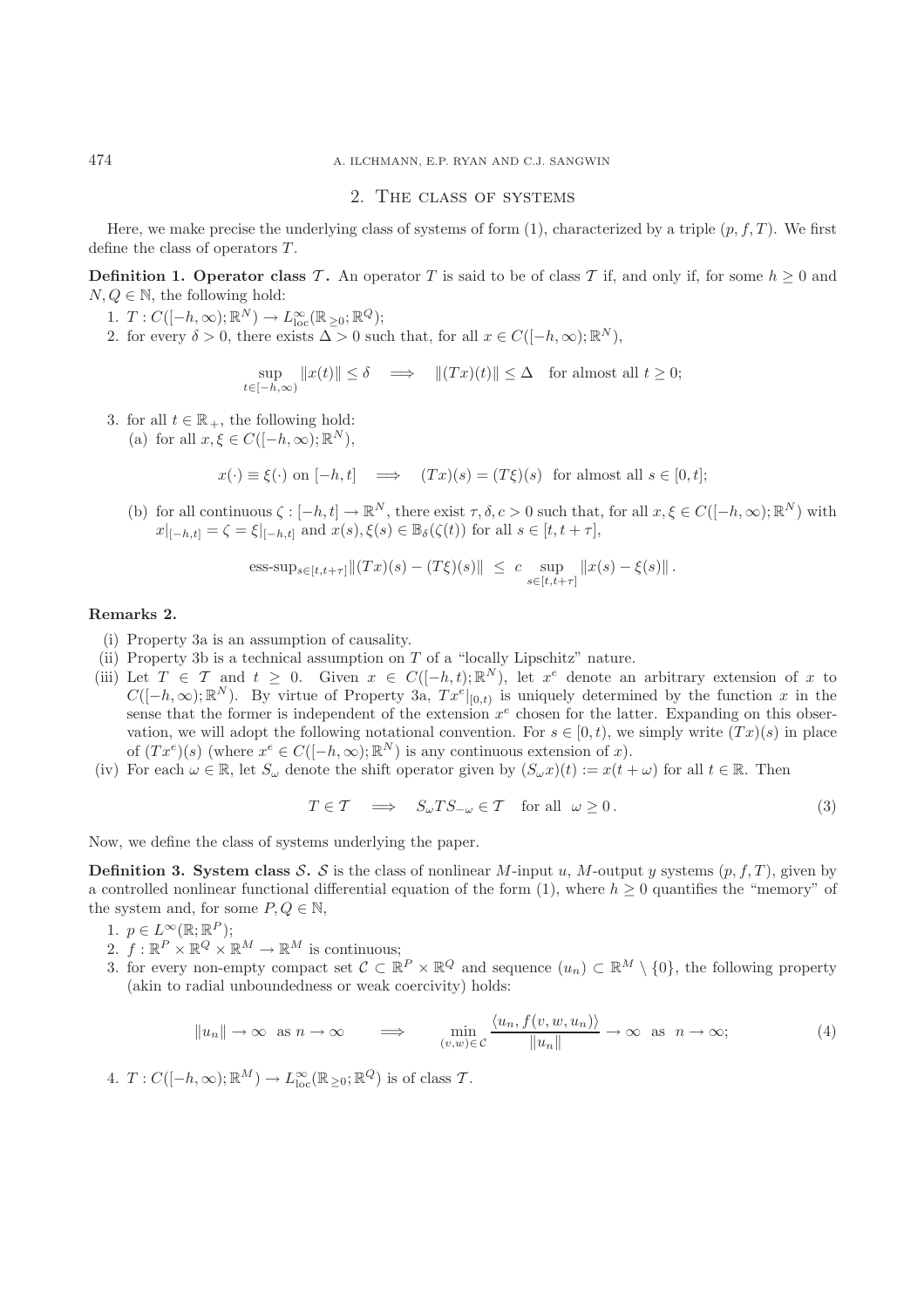## 2. The class of systems

Here, we make precise the underlying class of systems of form (1), characterized by a triple $(p, f, T)$. We first define the class of operators $T$.

**Definition 1. Operator class $\mathcal{T}$.** An operator $T$ is said to be of class $\mathcal{T}$ if, and only if, for some $h \geq 0$ and $N, Q \in \mathbb{N}$, the following hold:

1. $T : C([-h, \infty); \mathbb{R}^N) \to L^\infty_{\text{loc}}(\mathbb{R}_{\geq 0}; \mathbb{R}^Q)$;
2. for every $\delta > 0$, there exists $\Delta > 0$ such that, for all $x \in C([-h, \infty); \mathbb{R}^N)$,

$$\sup_{t \in [-h, \infty)} \|x(t)\| \leq \delta \quad \Longrightarrow \quad \|(Tx)(t)\| \leq \Delta \quad \text{for almost all } t \geq 0;$$

3. for all $t \in \mathbb{R}_+$, the following hold:
   (a) for all $x, \xi \in C([-h, \infty); \mathbb{R}^N)$,

$$x(\cdot) \equiv \xi(\cdot) \text{ on } [-h, t] \quad \Longrightarrow \quad (Tx)(s) = (T\xi)(s) \text{ for almost all } s \in [0, t];$$

   (b) for all continuous $\zeta : [-h, t] \to \mathbb{R}^N$, there exist $\tau, \delta, c > 0$ such that, for all $x, \xi \in C([-h, \infty); \mathbb{R}^N)$ with $x|_{[-h,t]} = \zeta = \xi|_{[-h,t]}$ and $x(s), \xi(s) \in \mathbb{B}_\delta(\zeta(t))$ for all $s \in [t, t + \tau]$,

$$\text{ess-sup}_{s \in [t, t+\tau]} \|(Tx)(s) - (T\xi)(s)\| \leq c \sup_{s \in [t, t+\tau]} \|x(s) - \xi(s)\|.$$

**Remarks 2.**

(i) Property 3a is an assumption of causality.

(ii) Property 3b is a technical assumption on $T$ of a "locally Lipschitz" nature.

(iii) Let $T \in \mathcal{T}$ and $t \geq 0$. Given $x \in C([-h, t); \mathbb{R}^N)$, let $x^e$ denote an arbitrary extension of $x$ to $C([-h, \infty); \mathbb{R}^N)$. By virtue of Property 3a, $Tx^e|_{[0,t)}$ is uniquely determined by the function $x$ in the sense that the former is independent of the extension $x^e$ chosen for the latter. Expanding on this observation, we will adopt the following notational convention. For $s \in [0, t)$, we simply write $(Tx)(s)$ in place of $(Tx^e)(s)$ (where $x^e \in C([-h, \infty); \mathbb{R}^N)$ is any continuous extension of $x$).

(iv) For each $\omega \in \mathbb{R}$, let $S_\omega$ denote the shift operator given by $(S_\omega x)(t) := x(t + \omega)$ for all $t \in \mathbb{R}$. Then

$$T \in \mathcal{T} \quad \Longrightarrow \quad S_\omega T S_{-\omega} \in \mathcal{T} \quad \text{for all } \omega \geq 0. \tag{3}$$

Now, we define the class of systems underlying the paper.

**Definition 3. System class $\mathcal{S}$.** $\mathcal{S}$ is the class of nonlinear $M$-input $u$, $M$-output $y$ systems $(p, f, T)$, given by a controlled nonlinear functional differential equation of the form (1), where $h \geq 0$ quantifies the "memory" of the system and, for some $P, Q \in \mathbb{N}$,

1. $p \in L^\infty(\mathbb{R}; \mathbb{R}^P)$;
2. $f : \mathbb{R}^P \times \mathbb{R}^Q \times \mathbb{R}^M \to \mathbb{R}^M$ is continuous;
3. for every non-empty compact set $\mathcal{C} \subset \mathbb{R}^P \times \mathbb{R}^Q$ and sequence $(u_n) \subset \mathbb{R}^M \setminus \{0\}$, the following property (akin to radial unboundedness or weak coercivity) holds:

$$\|u_n\| \to \infty \text{ as } n \to \infty \qquad \Longrightarrow \qquad \min_{(v,w) \in \mathcal{C}} \frac{\langle u_n, f(v, w, u_n) \rangle}{\|u_n\|} \to \infty \text{ as } n \to \infty; \tag{4}$$

4. $T : C([-h, \infty); \mathbb{R}^M) \to L^\infty_{\text{loc}}(\mathbb{R}_{\geq 0}; \mathbb{R}^Q)$ is of class $\mathcal{T}$.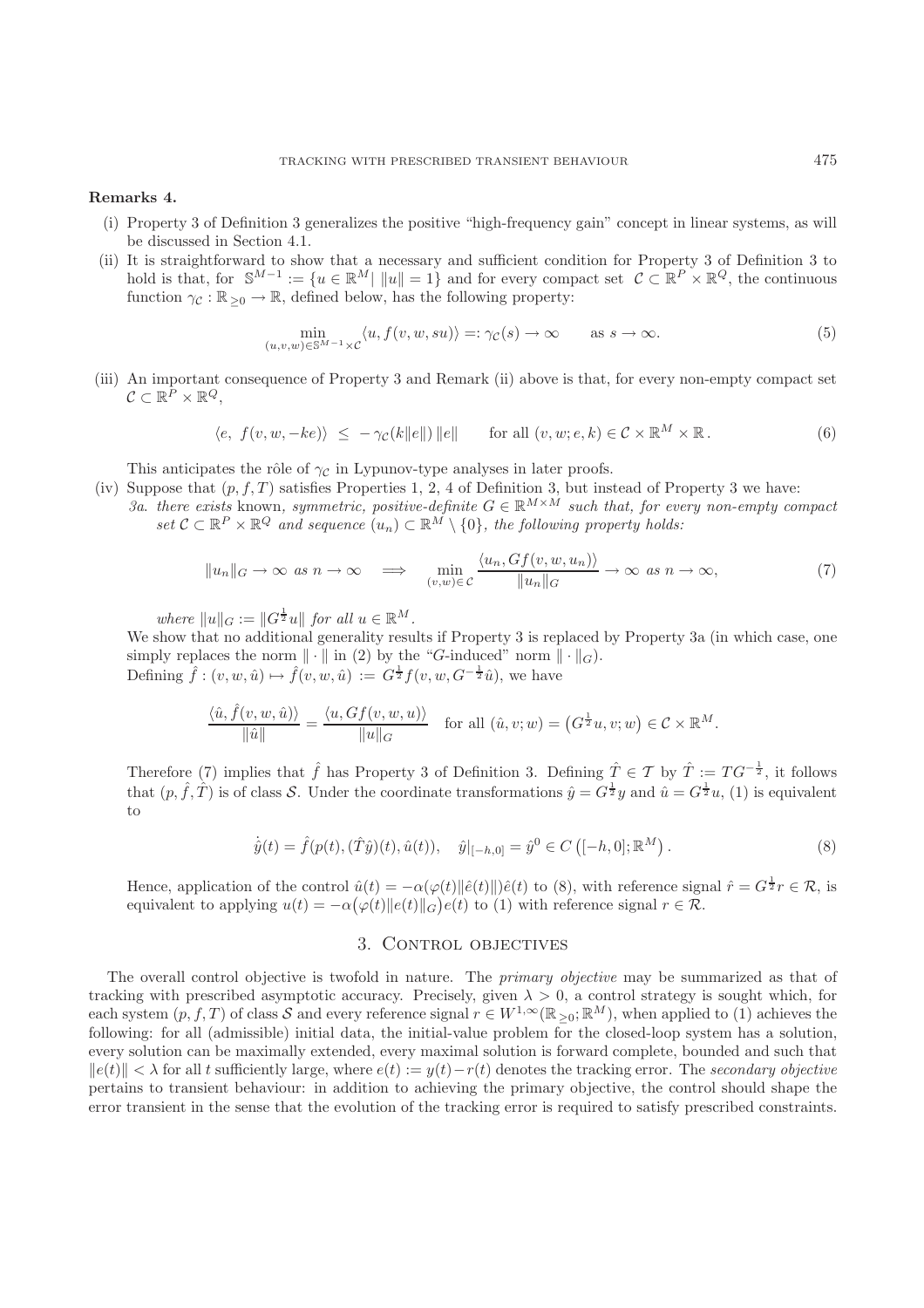**Remarks 4.**

(i) Property 3 of Definition 3 generalizes the positive "high-frequency gain" concept in linear systems, as will be discussed in Section 4.1.

(ii) It is straightforward to show that a necessary and sufficient condition for Property 3 of Definition 3 to hold is that, for $\mathbb{S}^{M-1} := \{u \in \mathbb{R}^M \mid \|u\| = 1\}$ and for every compact set $\mathcal{C} \subset \mathbb{R}^P \times \mathbb{R}^Q$, the continuous function $\gamma_{\mathcal{C}} : \mathbb{R}_{\geq 0} \to \mathbb{R}$, defined below, has the following property:

$$\min_{(u,v,w)\in\mathbb{S}^{M-1}\times\mathcal{C}} \langle u, f(v,w,su)\rangle =: \gamma_{\mathcal{C}}(s) \to \infty \qquad \text{as } s \to \infty. \tag{5}$$

(iii) An important consequence of Property 3 and Remark (ii) above is that, for every non-empty compact set $\mathcal{C} \subset \mathbb{R}^P \times \mathbb{R}^Q$,

$$\langle e,\ f(v,w,-ke)\rangle \ \leq\ -\gamma_{\mathcal{C}}(k\|e\|)\,\|e\| \qquad \text{for all } (v,w;e,k) \in \mathcal{C}\times\mathbb{R}^M\times\mathbb{R}\,. \tag{6}$$

This anticipates the rôle of $\gamma_{\mathcal{C}}$ in Lypunov-type analyses in later proofs.

(iv) Suppose that $(p, f, T)$ satisfies Properties 1, 2, 4 of Definition 3, but instead of Property 3 we have:
*3a. there exists* known*, symmetric, positive-definite $G \in \mathbb{R}^{M\times M}$ such that, for every non-empty compact set $\mathcal{C} \subset \mathbb{R}^P \times \mathbb{R}^Q$ and sequence $(u_n) \subset \mathbb{R}^M \setminus \{0\}$, the following property holds:*

$$\|u_n\|_G \to \infty \text{ as } n \to \infty \quad \Longrightarrow \quad \min_{(v,w)\in\mathcal{C}} \frac{\langle u_n, Gf(v,w,u_n)\rangle}{\|u_n\|_G} \to \infty \text{ as } n \to \infty, \tag{7}$$

*where $\|u\|_G := \|G^{\frac{1}{2}}u\|$ for all $u \in \mathbb{R}^M$.*

We show that no additional generality results if Property 3 is replaced by Property 3a (in which case, one simply replaces the norm $\|\cdot\|$ in (2) by the "$G$-induced" norm $\|\cdot\|_G$).

Defining $\hat{f} : (v,w,\hat{u}) \mapsto \hat{f}(v,w,\hat{u}) := G^{\frac{1}{2}}f(v,w,G^{-\frac{1}{2}}\hat{u})$, we have

$$\frac{\langle \hat{u}, \hat{f}(v,w,\hat{u})\rangle}{\|\hat{u}\|} = \frac{\langle u, Gf(v,w,u)\rangle}{\|u\|_G} \quad \text{for all } (\hat{u}, v; w) = \left(G^{\frac{1}{2}}u, v; w\right) \in \mathcal{C}\times\mathbb{R}^M.$$

Therefore (7) implies that $\hat{f}$ has Property 3 of Definition 3. Defining $\hat{T} \in \mathcal{T}$ by $\hat{T} := TG^{-\frac{1}{2}}$, it follows that $(p, \hat{f}, \hat{T})$ is of class $\mathcal{S}$. Under the coordinate transformations $\hat{y} = G^{\frac{1}{2}}y$ and $\hat{u} = G^{\frac{1}{2}}u$, (1) is equivalent to

$$\dot{\hat{y}}(t) = \hat{f}(p(t), (\hat{T}\hat{y})(t), \hat{u}(t)), \quad \hat{y}|_{[-h,0]} = \hat{y}^0 \in C\left([-h,0];\mathbb{R}^M\right). \tag{8}$$

Hence, application of the control $\hat{u}(t) = -\alpha(\varphi(t)\|\hat{e}(t)\|)\hat{e}(t)$ to (8), with reference signal $\hat{r} = G^{\frac{1}{2}}r \in \mathcal{R}$, is equivalent to applying $u(t) = -\alpha\big(\varphi(t)\|e(t)\|_G\big)e(t)$ to (1) with reference signal $r \in \mathcal{R}$.

## 3. Control objectives

The overall control objective is twofold in nature. The *primary objective* may be summarized as that of tracking with prescribed asymptotic accuracy. Precisely, given $\lambda > 0$, a control strategy is sought which, for each system $(p, f, T)$ of class $\mathcal{S}$ and every reference signal $r \in W^{1,\infty}(\mathbb{R}_{\geq 0};\mathbb{R}^M)$, when applied to (1) achieves the following: for all (admissible) initial data, the initial-value problem for the closed-loop system has a solution, every solution can be maximally extended, every maximal solution is forward complete, bounded and such that $\|e(t)\| < \lambda$ for all $t$ sufficiently large, where $e(t) := y(t) - r(t)$ denotes the tracking error. The *secondary objective* pertains to transient behaviour: in addition to achieving the primary objective, the control should shape the error transient in the sense that the evolution of the tracking error is required to satisfy prescribed constraints.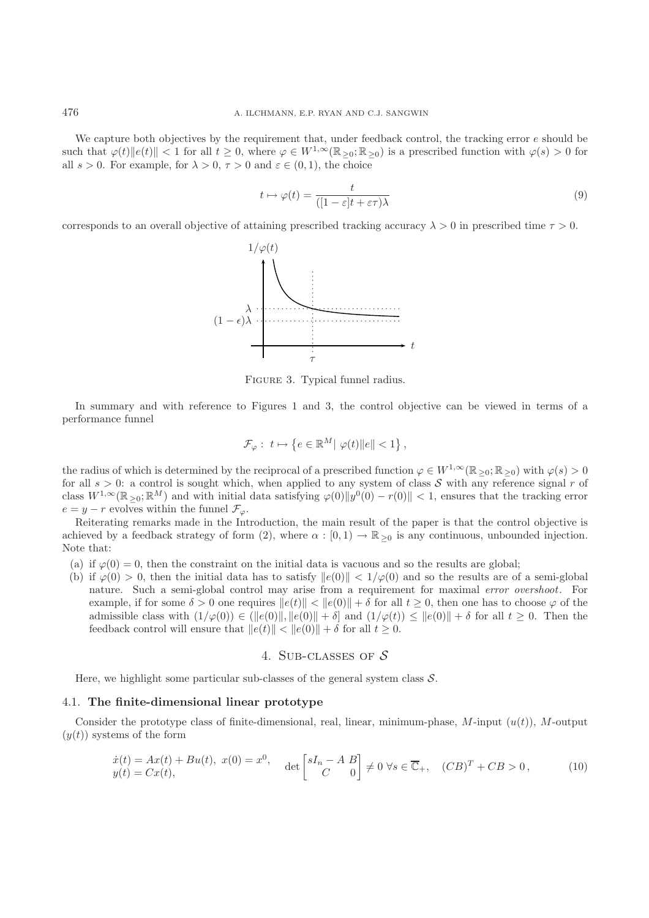We capture both objectives by the requirement that, under feedback control, the tracking error $e$ should be such that $\varphi(t)\|e(t)\| < 1$ for all $t \geq 0$, where $\varphi \in W^{1,\infty}(\mathbb{R}_{\geq 0}; \mathbb{R}_{\geq 0})$ is a prescribed function with $\varphi(s) > 0$ for all $s > 0$. For example, for $\lambda > 0$, $\tau > 0$ and $\varepsilon \in (0, 1)$, the choice

$$t \mapsto \varphi(t) = \frac{t}{([1-\varepsilon]t + \varepsilon\tau)\lambda} \tag{9}$$

corresponds to an overall objective of attaining prescribed tracking accuracy $\lambda > 0$ in prescribed time $\tau > 0$.

Figure 3. Typical funnel radius.

In summary and with reference to Figures 1 and 3, the control objective can be viewed in terms of a performance funnel

$$\mathcal{F}_\varphi : \; t \mapsto \left\{ e \in \mathbb{R}^M \mid \varphi(t)\|e\| < 1 \right\},$$

the radius of which is determined by the reciprocal of a prescribed function $\varphi \in W^{1,\infty}(\mathbb{R}_{\geq 0}; \mathbb{R}_{\geq 0})$ with $\varphi(s) > 0$ for all $s > 0$: a control is sought which, when applied to any system of class $\mathcal{S}$ with any reference signal $r$ of class $W^{1,\infty}(\mathbb{R}_{\geq 0}; \mathbb{R}^M)$ and with initial data satisfying $\varphi(0)\|y^0(0) - r(0)\| < 1$, ensures that the tracking error $e = y - r$ evolves within the funnel $\mathcal{F}_\varphi$.

Reiterating remarks made in the Introduction, the main result of the paper is that the control objective is achieved by a feedback strategy of form (2), where $\alpha : [0, 1) \to \mathbb{R}_{\geq 0}$ is any continuous, unbounded injection. Note that:

(a) if $\varphi(0) = 0$, then the constraint on the initial data is vacuous and so the results are global;

(b) if $\varphi(0) > 0$, then the initial data has to satisfy $\|e(0)\| < 1/\varphi(0)$ and so the results are of a semi-global nature. Such a semi-global control may arise from a requirement for maximal *error overshoot*. For example, if for some $\delta > 0$ one requires $\|e(t)\| < \|e(0)\| + \delta$ for all $t \geq 0$, then one has to choose $\varphi$ of the admissible class with $(1/\varphi(0)) \in (\|e(0)\|, \|e(0)\| + \delta]$ and $(1/\varphi(t)) \leq \|e(0)\| + \delta$ for all $t \geq 0$. Then the feedback control will ensure that $\|e(t)\| < \|e(0)\| + \delta$ for all $t \geq 0$.

## 4. Sub-classes of $\mathcal{S}$

Here, we highlight some particular sub-classes of the general system class $\mathcal{S}$.

### 4.1. The finite-dimensional linear prototype

Consider the prototype class of finite-dimensional, real, linear, minimum-phase, $M$-input ($u(t)$), $M$-output ($y(t)$) systems of the form

$$\begin{aligned} \dot{x}(t) &= Ax(t) + Bu(t), \; x(0) = x^0, \\ y(t) &= Cx(t), \end{aligned} \quad \det \begin{bmatrix} sI_n - A & B \\ C & 0 \end{bmatrix} \neq 0 \; \forall s \in \overline{\mathbb{C}}_+, \quad (CB)^T + CB > 0\,, \tag{10}$$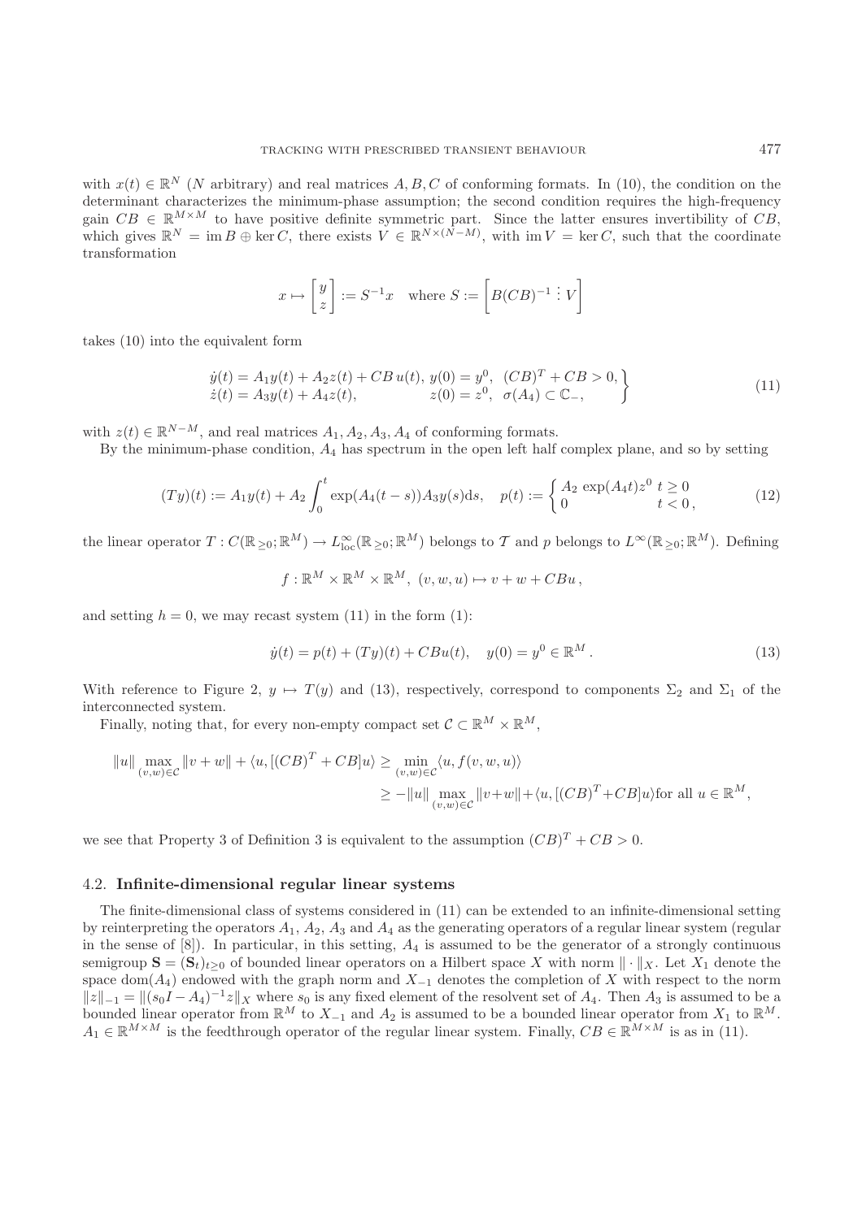with $x(t) \in \mathbb{R}^N$ ($N$ arbitrary) and real matrices $A, B, C$ of conforming formats. In (10), the condition on the determinant characterizes the minimum-phase assumption; the second condition requires the high-frequency gain $CB \in \mathbb{R}^{M\times M}$ to have positive definite symmetric part. Since the latter ensures invertibility of $CB$, which gives $\mathbb{R}^N = \operatorname{im} B \oplus \ker C$, there exists $V \in \mathbb{R}^{N\times(N-M)}$, with $\operatorname{im} V = \ker C$, such that the coordinate transformation

$$x \mapsto \begin{bmatrix} y \\ z \end{bmatrix} := S^{-1}x \quad \text{where } S := \left[ B(CB)^{-1} \vdots\, V \right]$$

takes (10) into the equivalent form

$$\left.\begin{array}{ll} \dot{y}(t) = A_1 y(t) + A_2 z(t) + CB\, u(t), & y(0) = y^0, \;\; (CB)^T + CB > 0, \\ \dot{z}(t) = A_3 y(t) + A_4 z(t), & z(0) = z^0, \;\; \sigma(A_4) \subset \mathbb{C}_-, \end{array}\right\} \tag{11}$$

with $z(t) \in \mathbb{R}^{N-M}$, and real matrices $A_1, A_2, A_3, A_4$ of conforming formats.

By the minimum-phase condition, $A_4$ has spectrum in the open left half complex plane, and so by setting

$$(Ty)(t) := A_1 y(t) + A_2 \int_0^t \exp(A_4(t-s))A_3 y(s)\mathrm{d}s, \quad p(t) := \begin{cases} A_2 \exp(A_4 t)z^0 & t \geq 0 \\ 0 & t < 0\,, \end{cases} \tag{12}$$

the linear operator $T : C(\mathbb{R}_{\geq 0}; \mathbb{R}^M) \to L^\infty_{\mathrm{loc}}(\mathbb{R}_{\geq 0}; \mathbb{R}^M)$ belongs to $\mathcal{T}$ and $p$ belongs to $L^\infty(\mathbb{R}_{\geq 0}; \mathbb{R}^M)$. Defining

$$f : \mathbb{R}^M \times \mathbb{R}^M \times \mathbb{R}^M, \; (v, w, u) \mapsto v + w + CBu\,,$$

and setting $h = 0$, we may recast system (11) in the form (1):

$$\dot{y}(t) = p(t) + (Ty)(t) + CBu(t), \quad y(0) = y^0 \in \mathbb{R}^M\,. \tag{13}$$

With reference to Figure 2, $y \mapsto T(y)$ and (13), respectively, correspond to components $\Sigma_2$ and $\Sigma_1$ of the interconnected system.

Finally, noting that, for every non-empty compact set $\mathcal{C} \subset \mathbb{R}^M \times \mathbb{R}^M$,

$$\begin{aligned} \|u\| \max_{(v,w)\in\mathcal{C}} \|v + w\| + \langle u, [(CB)^T + CB]u \rangle &\geq \min_{(v,w)\in\mathcal{C}} \langle u, f(v, w, u) \rangle \\ &\geq -\|u\| \max_{(v,w)\in\mathcal{C}} \|v+w\| + \langle u, [(CB)^T + CB]u \rangle \text{for all } u \in \mathbb{R}^M, \end{aligned}$$

we see that Property 3 of Definition 3 is equivalent to the assumption $(CB)^T + CB > 0$.

### 4.2. **Infinite-dimensional regular linear systems**

The finite-dimensional class of systems considered in (11) can be extended to an infinite-dimensional setting by reinterpreting the operators $A_1$, $A_2$, $A_3$ and $A_4$ as the generating operators of a regular linear system (regular in the sense of [8]). In particular, in this setting, $A_4$ is assumed to be the generator of a strongly continuous semigroup $\mathbf{S} = (\mathbf{S}_t)_{t\geq 0}$ of bounded linear operators on a Hilbert space $X$ with norm $\|\cdot\|_X$. Let $X_1$ denote the space $\operatorname{dom}(A_4)$ endowed with the graph norm and $X_{-1}$ denotes the completion of $X$ with respect to the norm $\|z\|_{-1} = \|(s_0 I - A_4)^{-1} z\|_X$ where $s_0$ is any fixed element of the resolvent set of $A_4$. Then $A_3$ is assumed to be a bounded linear operator from $\mathbb{R}^M$ to $X_{-1}$ and $A_2$ is assumed to be a bounded linear operator from $X_1$ to $\mathbb{R}^M$. $A_1 \in \mathbb{R}^{M\times M}$ is the feedthrough operator of the regular linear system. Finally, $CB \in \mathbb{R}^{M\times M}$ is as in (11).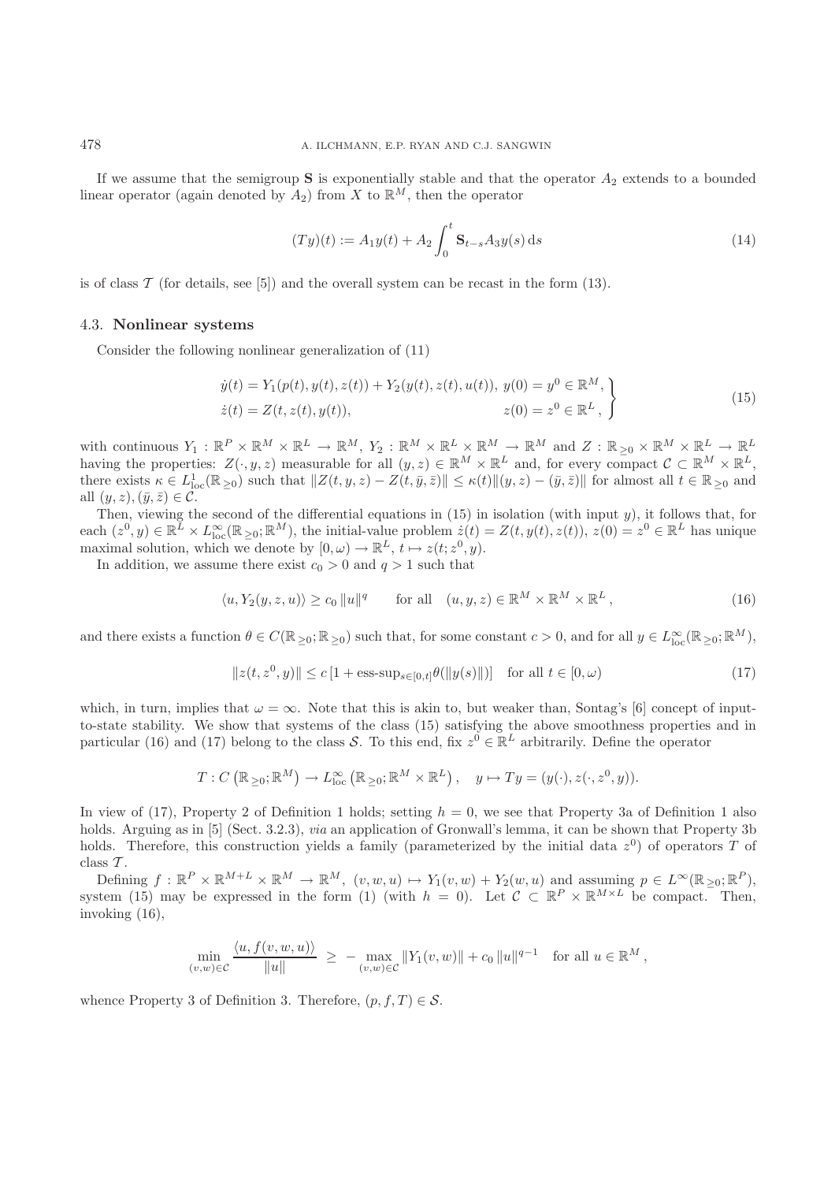If we assume that the semigroup $\mathbf{S}$ is exponentially stable and that the operator $A_2$ extends to a bounded linear operator (again denoted by $A_2$) from $X$ to $\mathbb{R}^M$, then the operator

$$(Ty)(t) := A_1 y(t) + A_2 \int_0^t \mathbf{S}_{t-s} A_3 y(s)\, \mathrm{d}s \tag{14}$$

is of class $\mathcal{T}$ (for details, see [5]) and the overall system can be recast in the form (13).

### 4.3. Nonlinear systems

Consider the following nonlinear generalization of (11)

$$\left.\begin{aligned} \dot{y}(t) &= Y_1(p(t), y(t), z(t)) + Y_2(y(t), z(t), u(t)), \; y(0) = y^0 \in \mathbb{R}^M, \\ \dot{z}(t) &= Z(t, z(t), y(t)), \qquad\qquad\qquad\qquad\quad z(0) = z^0 \in \mathbb{R}^L\,, \end{aligned}\right\} \tag{15}$$

with continuous $Y_1 : \mathbb{R}^P \times \mathbb{R}^M \times \mathbb{R}^L \to \mathbb{R}^M$, $Y_2 : \mathbb{R}^M \times \mathbb{R}^L \times \mathbb{R}^M \to \mathbb{R}^M$ and $Z : \mathbb{R}_{\geq 0} \times \mathbb{R}^M \times \mathbb{R}^L \to \mathbb{R}^L$ having the properties: $Z(\cdot, y, z)$ measurable for all $(y, z) \in \mathbb{R}^M \times \mathbb{R}^L$ and, for every compact $\mathcal{C} \subset \mathbb{R}^M \times \mathbb{R}^L$, there exists $\kappa \in L^1_{\mathrm{loc}}(\mathbb{R}_{\geq 0})$ such that $\|Z(t, y, z) - Z(t, \bar{y}, \bar{z})\| \leq \kappa(t)\|(y, z) - (\bar{y}, \bar{z})\|$ for almost all $t \in \mathbb{R}_{\geq 0}$ and all $(y, z), (\bar{y}, \bar{z}) \in \mathcal{C}$.

Then, viewing the second of the differential equations in (15) in isolation (with input $y$), it follows that, for each $(z^0, y) \in \mathbb{R}^L \times L^\infty_{\mathrm{loc}}(\mathbb{R}_{\geq 0}; \mathbb{R}^M)$, the initial-value problem $\dot{z}(t) = Z(t, y(t), z(t))$, $z(0) = z^0 \in \mathbb{R}^L$ has unique maximal solution, which we denote by $[0, \omega) \to \mathbb{R}^L$, $t \mapsto z(t; z^0, y)$.

In addition, we assume there exist $c_0 > 0$ and $q > 1$ such that

$$\langle u, Y_2(y, z, u)\rangle \geq c_0 \|u\|^q \qquad \text{for all} \quad (u, y, z) \in \mathbb{R}^M \times \mathbb{R}^M \times \mathbb{R}^L\,, \tag{16}$$

and there exists a function $\theta \in C(\mathbb{R}_{\geq 0}; \mathbb{R}_{\geq 0})$ such that, for some constant $c > 0$, and for all $y \in L^\infty_{\mathrm{loc}}(\mathbb{R}_{\geq 0}; \mathbb{R}^M)$,

$$\|z(t, z^0, y)\| \leq c\,[1 + \text{ess-sup}_{s \in [0,t]} \theta(\|y(s)\|)] \quad \text{for all } t \in [0, \omega) \tag{17}$$

which, in turn, implies that $\omega = \infty$. Note that this is akin to, but weaker than, Sontag's [6] concept of input-to-state stability. We show that systems of the class (15) satisfying the above smoothness properties and in particular (16) and (17) belong to the class $\mathcal{S}$. To this end, fix $z^0 \in \mathbb{R}^L$ arbitrarily. Define the operator

$$T : C\left(\mathbb{R}_{\geq 0}; \mathbb{R}^M\right) \to L^\infty_{\mathrm{loc}}\left(\mathbb{R}_{\geq 0}; \mathbb{R}^M \times \mathbb{R}^L\right), \quad y \mapsto Ty = (y(\cdot), z(\cdot, z^0, y)).$$

In view of (17), Property 2 of Definition 1 holds; setting $h = 0$, we see that Property 3a of Definition 1 also holds. Arguing as in [5] (Sect. 3.2.3), *via* an application of Gronwall's lemma, it can be shown that Property 3b holds. Therefore, this construction yields a family (parameterized by the initial data $z^0$) of operators $T$ of class $\mathcal{T}$.

Defining $f : \mathbb{R}^P \times \mathbb{R}^{M+L} \times \mathbb{R}^M \to \mathbb{R}^M$, $(v, w, u) \mapsto Y_1(v, w) + Y_2(w, u)$ and assuming $p \in L^\infty(\mathbb{R}_{\geq 0}; \mathbb{R}^P)$, system (15) may be expressed in the form (1) (with $h = 0$). Let $\mathcal{C} \subset \mathbb{R}^P \times \mathbb{R}^{M \times L}$ be compact. Then, invoking (16),

$$\min_{(v,w) \in \mathcal{C}} \frac{\langle u, f(v, w, u)\rangle}{\|u\|} \;\geq\; -\max_{(v,w) \in \mathcal{C}} \|Y_1(v, w)\| + c_0 \|u\|^{q-1} \quad \text{for all } u \in \mathbb{R}^M\,,$$

whence Property 3 of Definition 3. Therefore, $(p, f, T) \in \mathcal{S}$.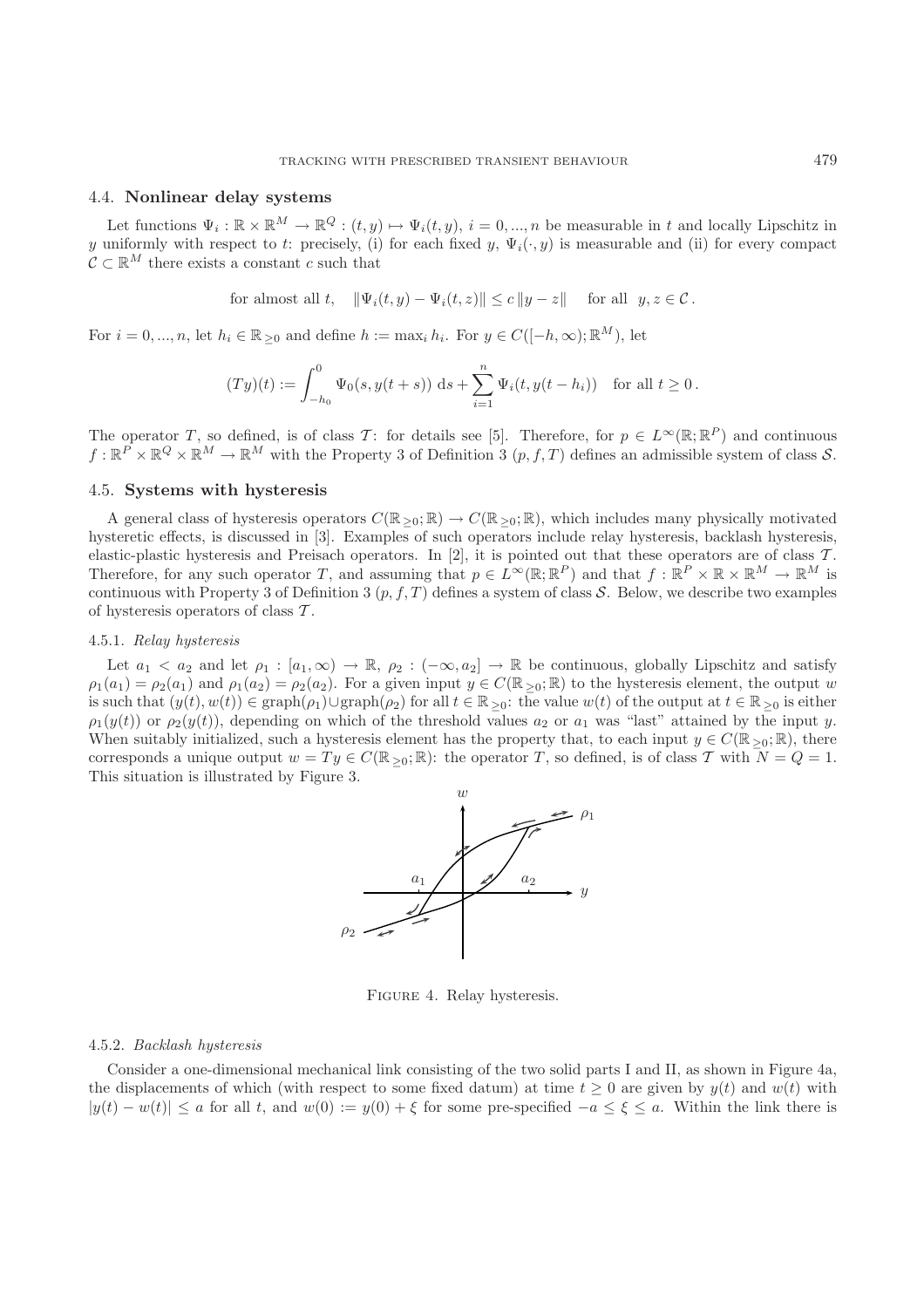### 4.4. Nonlinear delay systems

Let functions $\Psi_i : \mathbb{R} \times \mathbb{R}^M \to \mathbb{R}^Q : (t, y) \mapsto \Psi_i(t, y)$, $i = 0, ..., n$ be measurable in $t$ and locally Lipschitz in $y$ uniformly with respect to $t$: precisely, (i) for each fixed $y$, $\Psi_i(\cdot, y)$ is measurable and (ii) for every compact $\mathcal{C} \subset \mathbb{R}^M$ there exists a constant $c$ such that

$$\text{for almost all } t, \quad \|\Psi_i(t, y) - \Psi_i(t, z)\| \leq c \, \|y - z\| \quad \text{for all } \; y, z \in \mathcal{C}\,.$$

For $i = 0, ..., n$, let $h_i \in \mathbb{R}_{\geq 0}$ and define $h := \max_i h_i$. For $y \in C([-h, \infty); \mathbb{R}^M)$, let

$$(Ty)(t) := \int_{-h_0}^{0} \Psi_0(s, y(t+s)) \, \mathrm{d}s + \sum_{i=1}^{n} \Psi_i(t, y(t - h_i)) \quad \text{for all } t \geq 0\,.$$

The operator $T$, so defined, is of class $\mathcal{T}$: for details see [5]. Therefore, for $p \in L^\infty(\mathbb{R}; \mathbb{R}^P)$ and continuous $f : \mathbb{R}^P \times \mathbb{R}^Q \times \mathbb{R}^M \to \mathbb{R}^M$ with the Property 3 of Definition 3 $(p, f, T)$ defines an admissible system of class $\mathcal{S}$.

### 4.5. Systems with hysteresis

A general class of hysteresis operators $C(\mathbb{R}_{\geq 0}; \mathbb{R}) \to C(\mathbb{R}_{\geq 0}; \mathbb{R})$, which includes many physically motivated hysteretic effects, is discussed in [3]. Examples of such operators include relay hysteresis, backlash hysteresis, elastic-plastic hysteresis and Preisach operators. In [2], it is pointed out that these operators are of class $\mathcal{T}$. Therefore, for any such operator $T$, and assuming that $p \in L^\infty(\mathbb{R}; \mathbb{R}^P)$ and that $f : \mathbb{R}^P \times \mathbb{R} \times \mathbb{R}^M \to \mathbb{R}^M$ is continuous with Property 3 of Definition 3 $(p, f, T)$ defines a system of class $\mathcal{S}$. Below, we describe two examples of hysteresis operators of class $\mathcal{T}$.

#### 4.5.1. *Relay hysteresis*

Let $a_1 < a_2$ and let $\rho_1 : [a_1, \infty) \to \mathbb{R}$, $\rho_2 : (-\infty, a_2] \to \mathbb{R}$ be continuous, globally Lipschitz and satisfy $\rho_1(a_1) = \rho_2(a_1)$ and $\rho_1(a_2) = \rho_2(a_2)$. For a given input $y \in C(\mathbb{R}_{\geq 0}; \mathbb{R})$ to the hysteresis element, the output $w$ is such that $(y(t), w(t)) \in \mathrm{graph}(\rho_1) \cup \mathrm{graph}(\rho_2)$ for all $t \in \mathbb{R}_{\geq 0}$: the value $w(t)$ of the output at $t \in \mathbb{R}_{\geq 0}$ is either $\rho_1(y(t))$ or $\rho_2(y(t))$, depending on which of the threshold values $a_2$ or $a_1$ was "last" attained by the input $y$. When suitably initialized, such a hysteresis element has the property that, to each input $y \in C(\mathbb{R}_{\geq 0}; \mathbb{R})$, there corresponds a unique output $w = Ty \in C(\mathbb{R}_{\geq 0}; \mathbb{R})$: the operator $T$, so defined, is of class $\mathcal{T}$ with $N = Q = 1$. This situation is illustrated by Figure 3.

Figure 4. Relay hysteresis.

#### 4.5.2. *Backlash hysteresis*

Consider a one-dimensional mechanical link consisting of the two solid parts I and II, as shown in Figure 4a, the displacements of which (with respect to some fixed datum) at time $t \geq 0$ are given by $y(t)$ and $w(t)$ with $|y(t) - w(t)| \leq a$ for all $t$, and $w(0) := y(0) + \xi$ for some pre-specified $-a \leq \xi \leq a$. Within the link there is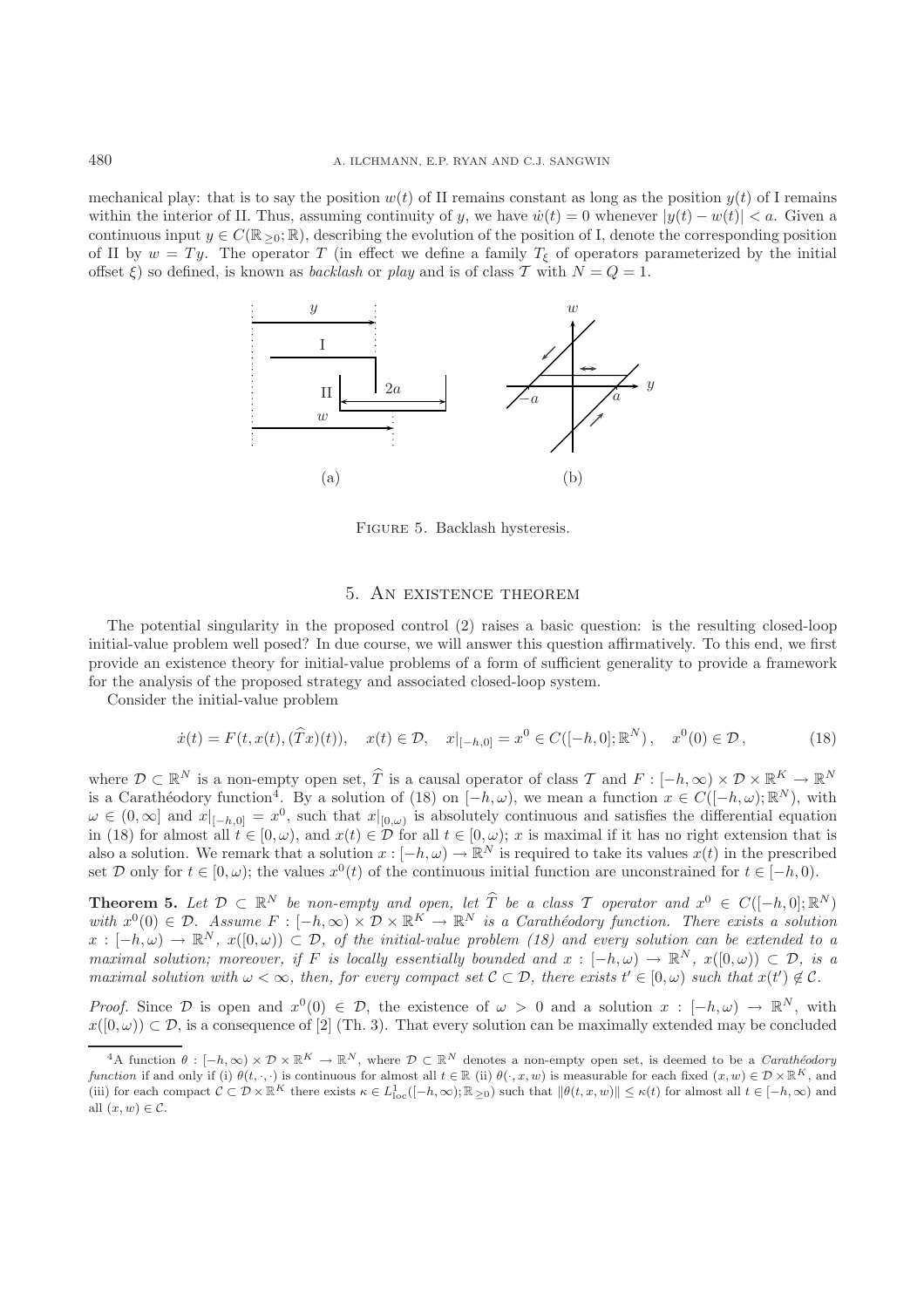mechanical play: that is to say the position $w(t)$ of II remains constant as long as the position $y(t)$ of I remains within the interior of II. Thus, assuming continuity of $y$, we have $\dot{w}(t) = 0$ whenever $|y(t) - w(t)| < a$. Given a continuous input $y \in C(\mathbb{R}_{\geq 0}; \mathbb{R})$, describing the evolution of the position of I, denote the corresponding position of II by $w = Ty$. The operator $T$ (in effect we define a family $T_\xi$ of operators parameterized by the initial offset $\xi$) so defined, is known as *backlash* or *play* and is of class $\mathcal{T}$ with $N = Q = 1$.

Figure 5. Backlash hysteresis.

## 5. An existence theorem

The potential singularity in the proposed control (2) raises a basic question: is the resulting closed-loop initial-value problem well posed? In due course, we will answer this question affirmatively. To this end, we first provide an existence theory for initial-value problems of a form of sufficient generality to provide a framework for the analysis of the proposed strategy and associated closed-loop system.

Consider the initial-value problem

$$\dot{x}(t) = F(t, x(t), (\widehat{T}x)(t)), \quad x(t) \in \mathcal{D}, \quad x|_{[-h,0]} = x^0 \in C([-h, 0]; \mathbb{R}^N), \quad x^0(0) \in \mathcal{D}, \tag{18}$$

where $\mathcal{D} \subset \mathbb{R}^N$ is a non-empty open set, $\widehat{T}$ is a causal operator of class $\mathcal{T}$ and $F : [-h, \infty) \times \mathcal{D} \times \mathbb{R}^K \to \mathbb{R}^N$ is a Carathéodory function[4]. By a solution of (18) on $[-h, \omega)$, we mean a function $x \in C([-h, \omega); \mathbb{R}^N)$, with $\omega \in (0, \infty]$ and $x|_{[-h,0]} = x^0$, such that $x|_{[0,\omega)}$ is absolutely continuous and satisfies the differential equation in (18) for almost all $t \in [0, \omega)$, and $x(t) \in \mathcal{D}$ for all $t \in [0, \omega)$; $x$ is maximal if it has no right extension that is also a solution. We remark that a solution $x : [-h, \omega) \to \mathbb{R}^N$ is required to take its values $x(t)$ in the prescribed set $\mathcal{D}$ only for $t \in [0, \omega)$; the values $x^0(t)$ of the continuous initial function are unconstrained for $t \in [-h, 0)$.

**Theorem 5.** *Let $\mathcal{D} \subset \mathbb{R}^N$ be non-empty and open, let $\widehat{T}$ be a class $\mathcal{T}$ operator and $x^0 \in C([-h, 0]; \mathbb{R}^N)$ with $x^0(0) \in \mathcal{D}$. Assume $F : [-h, \infty) \times \mathcal{D} \times \mathbb{R}^K \to \mathbb{R}^N$ is a Carathéodory function. There exists a solution $x : [-h, \omega) \to \mathbb{R}^N$, $x([0, \omega)) \subset \mathcal{D}$, of the initial-value problem (18) and every solution can be extended to a maximal solution; moreover, if $F$ is locally essentially bounded and $x : [-h, \omega) \to \mathbb{R}^N$, $x([0, \omega)) \subset \mathcal{D}$, is a maximal solution with $\omega < \infty$, then, for every compact set $\mathcal{C} \subset \mathcal{D}$, there exists $t' \in [0, \omega)$ such that $x(t') \notin \mathcal{C}$.*

*Proof.* Since $\mathcal{D}$ is open and $x^0(0) \in \mathcal{D}$, the existence of $\omega > 0$ and a solution $x : [-h, \omega) \to \mathbb{R}^N$, with $x([0, \omega)) \subset \mathcal{D}$, is a consequence of [2] (Th. 3). That every solution can be maximally extended may be concluded

[4] A function $\theta : [-h, \infty) \times \mathcal{D} \times \mathbb{R}^K \to \mathbb{R}^N$, where $\mathcal{D} \subset \mathbb{R}^N$ denotes a non-empty open set, is deemed to be a *Carathéodory function* if and only if (i) $\theta(t, \cdot, \cdot)$ is continuous for almost all $t \in \mathbb{R}$ (ii) $\theta(\cdot, x, w)$ is measurable for each fixed $(x, w) \in \mathcal{D} \times \mathbb{R}^K$, and (iii) for each compact $\mathcal{C} \subset \mathcal{D} \times \mathbb{R}^K$ there exists $\kappa \in L^1_{\text{loc}}([-h, \infty); \mathbb{R}_{\geq 0})$ such that $\|\theta(t, x, w)\| \leq \kappa(t)$ for almost all $t \in [-h, \infty)$ and all $(x, w) \in \mathcal{C}$.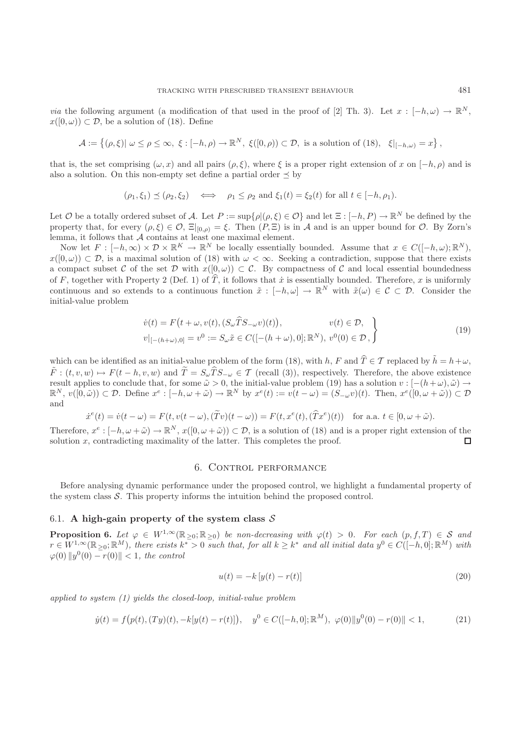*via* the following argument (a modification of that used in the proof of [2] Th. 3). Let $x : [-h, \omega) \to \mathbb{R}^N$, $x([0,\omega)) \subset \mathcal{D}$, be a solution of (18). Define

$$\mathcal{A} := \left\{(\rho,\xi) \middle|\ \omega \le \rho \le \infty,\ \xi : [-h,\rho) \to \mathbb{R}^N,\ \xi([0,\rho)) \subset \mathcal{D},\ \text{is a solution of (18)},\quad \xi|_{[-h,\omega)} = x\right\},$$

that is, the set comprising $(\omega, x)$ and all pairs $(\rho, \xi)$, where $\xi$ is a proper right extension of $x$ on $[-h, \rho)$ and is also a solution. On this non-empty set define a partial order $\preceq$ by

$$(\rho_1,\xi_1) \preceq (\rho_2,\xi_2) \quad \Longleftrightarrow \quad \rho_1 \le \rho_2 \text{ and } \xi_1(t) = \xi_2(t) \text{ for all } t \in [-h,\rho_1).$$

Let $\mathcal{O}$ be a totally ordered subset of $\mathcal{A}$. Let $P := \sup\{\rho | (\rho,\xi) \in \mathcal{O}\}$ and let $\Xi : [-h, P) \to \mathbb{R}^N$ be defined by the property that, for every $(\rho,\xi) \in \mathcal{O}$, $\Xi|_{[0,\rho)} = \xi$. Then $(P, \Xi)$ is in $\mathcal{A}$ and is an upper bound for $\mathcal{O}$. By Zorn's lemma, it follows that $\mathcal{A}$ contains at least one maximal element.

Now let $F : [-h,\infty) \times \mathcal{D} \times \mathbb{R}^K \to \mathbb{R}^N$ be locally essentially bounded. Assume that $x \in C([-h,\omega);\mathbb{R}^N)$, $x([0,\omega)) \subset \mathcal{D}$, is a maximal solution of (18) with $\omega < \infty$. Seeking a contradiction, suppose that there exists a compact subset $\mathcal{C}$ of the set $\mathcal{D}$ with $x([0,\omega)) \subset \mathcal{C}$. By compactness of $\mathcal{C}$ and local essential boundedness of $F$, together with Property 2 (Def. 1) of $\widehat{T}$, it follows that $\dot{x}$ is essentially bounded. Therefore, $x$ is uniformly continuous and so extends to a continuous function $\tilde{x} : [-h,\omega] \to \mathbb{R}^N$ with $\tilde{x}(\omega) \in \mathcal{C} \subset \mathcal{D}$. Consider the initial-value problem

$$\left.\begin{aligned} &\dot{v}(t) = F\big(t+\omega, v(t), (S_\omega \widehat{T} S_{-\omega} v)(t)\big), && v(t) \in \mathcal{D}, \\ &v|_{[-(h+\omega),0]} = v^0 := S_\omega \tilde{x} \in C([-(h+\omega),0];\mathbb{R}^N),\ v^0(0) \in \mathcal{D}\,, \end{aligned}\right\} \tag{19}$$

which can be identified as an initial-value problem of the form (18), with $h$, $F$ and $\widehat{T} \in \mathcal{T}$ replaced by $\tilde{h} = h+\omega$, $\tilde{F} : (t,v,w) \mapsto F(t-h,v,w)$ and $\widetilde{T} = S_\omega \widehat{T} S_{-\omega} \in \mathcal{T}$ (recall (3)), respectively. Therefore, the above existence result applies to conclude that, for some $\tilde{\omega} > 0$, the initial-value problem (19) has a solution $v : [-(h+\omega),\tilde{\omega}) \to \mathbb{R}^N$, $v([0,\tilde{\omega})) \subset \mathcal{D}$. Define $x^e : [-h, \omega+\tilde{\omega}) \to \mathbb{R}^N$ by $x^e(t) := v(t-\omega) = (S_{-\omega} v)(t)$. Then, $x^e([0,\omega+\tilde{\omega})) \subset \mathcal{D}$ and

$$\dot{x}^e(t) = \dot{v}(t-\omega) = F(t, v(t-\omega), (\widetilde{T}v)(t-\omega)) = F(t, x^e(t), (\widehat{T}x^e)(t)) \quad \text{for a.a. } t \in [0,\omega+\tilde{\omega}).$$

Therefore, $x^e : [-h,\omega+\tilde{\omega}) \to \mathbb{R}^N$, $x([0,\omega+\tilde{\omega})) \subset \mathcal{D}$, is a solution of (18) and is a proper right extension of the solution $x$, contradicting maximality of the latter. This completes the proof. □

## 6. Control performance

Before analysing dynamic performance under the proposed control, we highlight a fundamental property of the system class $\mathcal{S}$. This property informs the intuition behind the proposed control.

### 6.1. A high-gain property of the system class $\mathcal{S}$

**Proposition 6.** *Let $\varphi \in W^{1,\infty}(\mathbb{R}_{\ge 0};\mathbb{R}_{\ge 0})$ be non-decreasing with $\varphi(t) > 0$. For each $(p,f,T) \in \mathcal{S}$ and $r \in W^{1,\infty}(\mathbb{R}_{\ge 0};\mathbb{R}^M)$, there exists $k^* > 0$ such that, for all $k \ge k^*$ and all initial data $y^0 \in C([-h,0];\mathbb{R}^M)$ with $\varphi(0)\,\|y^0(0) - r(0)\| < 1$, the control*

$$u(t) = -k\,[y(t) - r(t)] \tag{20}$$

*applied to system (1) yields the closed-loop, initial-value problem*

$$\dot{y}(t) = f\big(p(t), (Ty)(t), -k[y(t)-r(t)]\big), \quad y^0 \in C([-h,0];\mathbb{R}^M),\ \varphi(0)\|y^0(0) - r(0)\| < 1, \tag{21}$$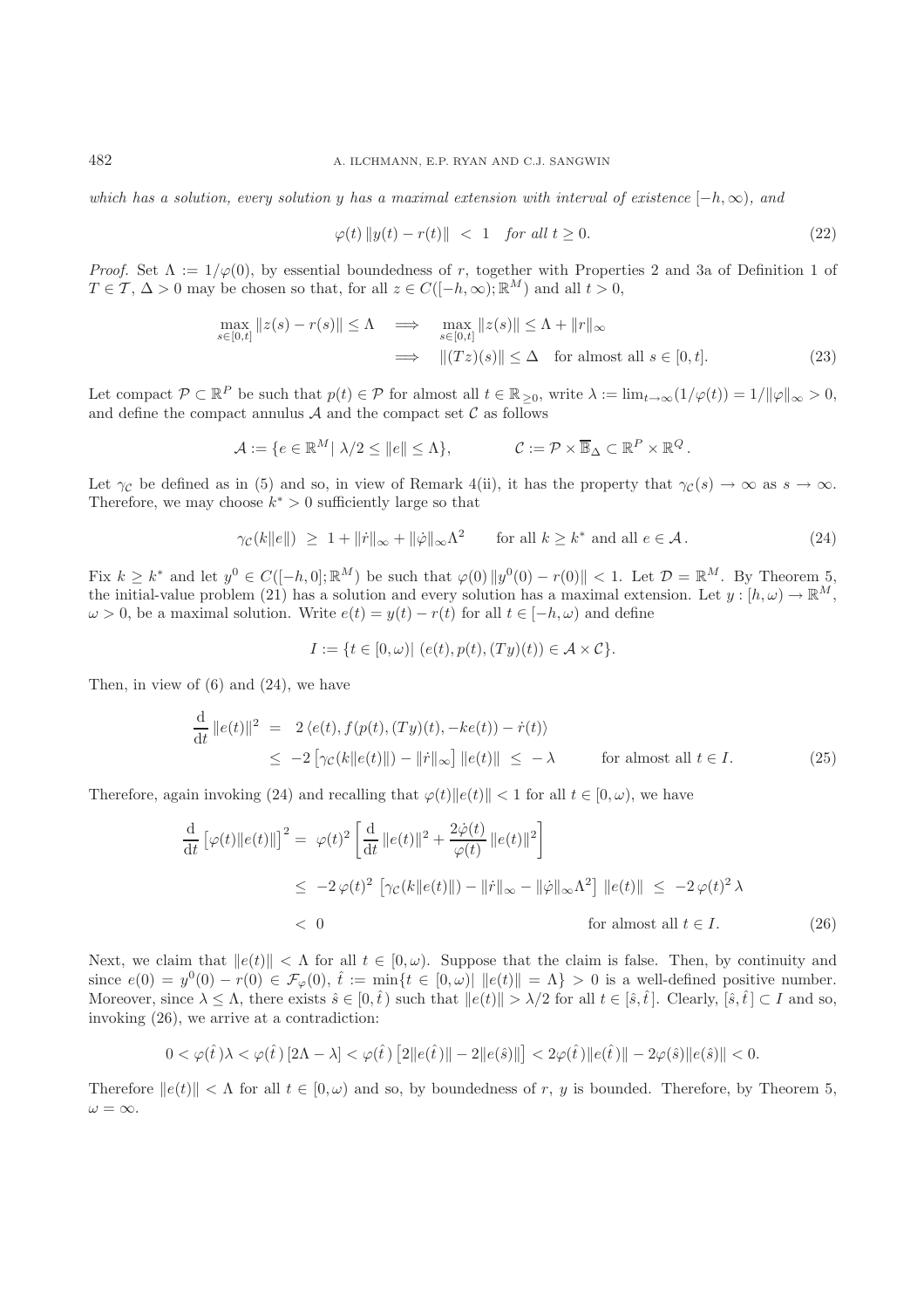*which has a solution, every solution $y$ has a maximal extension with interval of existence $[-h, \infty)$, and*

$$\varphi(t)\,\|y(t) - r(t)\| \;<\; 1 \quad \textit{for all } t \geq 0. \tag{22}$$

*Proof.* Set $\Lambda := 1/\varphi(0)$, by essential boundedness of $r$, together with Properties 2 and 3a of Definition 1 of $T \in \mathcal{T}$, $\Delta > 0$ may be chosen so that, for all $z \in C([-h,\infty);\mathbb{R}^M)$ and all $t > 0$,

$$\begin{aligned}
\max_{s\in[0,t]} \|z(s) - r(s)\| \leq \Lambda \quad &\Longrightarrow \quad \max_{s\in[0,t]} \|z(s)\| \leq \Lambda + \|r\|_\infty \\
&\Longrightarrow \quad \|(Tz)(s)\| \leq \Delta \quad \text{for almost all } s \in [0,t].
\end{aligned} \tag{23}$$

Let compact $\mathcal{P} \subset \mathbb{R}^P$ be such that $p(t) \in \mathcal{P}$ for almost all $t \in \mathbb{R}_{\geq 0}$, write $\lambda := \lim_{t\to\infty}(1/\varphi(t)) = 1/\|\varphi\|_\infty > 0$, and define the compact annulus $\mathcal{A}$ and the compact set $\mathcal{C}$ as follows

$$\mathcal{A} := \{e \in \mathbb{R}^M |\ \lambda/2 \leq \|e\| \leq \Lambda\}, \qquad\qquad \mathcal{C} := \mathcal{P} \times \overline{\mathbb{B}}_\Delta \subset \mathbb{R}^P \times \mathbb{R}^Q\,.$$

Let $\gamma_\mathcal{C}$ be defined as in (5) and so, in view of Remark 4(ii), it has the property that $\gamma_\mathcal{C}(s) \to \infty$ as $s \to \infty$. Therefore, we may choose $k^* > 0$ sufficiently large so that

$$\gamma_\mathcal{C}(k\|e\|) \;\geq\; 1 + \|\dot r\|_\infty + \|\dot\varphi\|_\infty \Lambda^2 \qquad \text{for all } k \geq k^* \text{ and all } e \in \mathcal{A}\,. \tag{24}$$

Fix $k \geq k^*$ and let $y^0 \in C([-h,0];\mathbb{R}^M)$ be such that $\varphi(0)\,\|y^0(0) - r(0)\| < 1$. Let $\mathcal{D} = \mathbb{R}^M$. By Theorem 5, the initial-value problem (21) has a solution and every solution has a maximal extension. Let $y : [h,\omega) \to \mathbb{R}^M$, $\omega > 0$, be a maximal solution. Write $e(t) = y(t) - r(t)$ for all $t \in [-h,\omega)$ and define

$$I := \{t \in [0,\omega) |\ (e(t), p(t), (Ty)(t)) \in \mathcal{A} \times \mathcal{C}\}.$$

Then, in view of (6) and (24), we have

$$\begin{aligned}
\frac{\mathrm{d}}{\mathrm{d}t}\,\|e(t)\|^2 \;&=\; 2\,\langle e(t), f(p(t), (Ty)(t), -ke(t)) - \dot r(t)\rangle \\
&\leq\; -2\left[\gamma_\mathcal{C}(k\|e(t)\|) - \|\dot r\|_\infty\right] \|e(t)\| \;\leq\; -\lambda \qquad \text{for almost all } t \in I.
\end{aligned} \tag{25}$$

Therefore, again invoking (24) and recalling that $\varphi(t)\|e(t)\| < 1$ for all $t \in [0,\omega)$, we have

$$\begin{aligned}
\frac{\mathrm{d}}{\mathrm{d}t}\left[\varphi(t)\|e(t)\|\right]^2 \;&=\; \varphi(t)^2 \left[\frac{\mathrm{d}}{\mathrm{d}t}\,\|e(t)\|^2 + \frac{2\dot\varphi(t)}{\varphi(t)}\,\|e(t)\|^2\right] \\
&\leq\; -2\,\varphi(t)^2\,\left[\gamma_\mathcal{C}(k\|e(t)\|) - \|\dot r\|_\infty - \|\dot\varphi\|_\infty \Lambda^2\right]\,\|e(t)\| \;\leq\; -2\,\varphi(t)^2\,\lambda \\
&<\; 0 \qquad\qquad\qquad\qquad\qquad\qquad \text{for almost all } t \in I.
\end{aligned} \tag{26}$$

Next, we claim that $\|e(t)\| < \Lambda$ for all $t \in [0,\omega)$. Suppose that the claim is false. Then, by continuity and since $e(0) = y^0(0) - r(0) \in \mathcal{F}_\varphi(0)$, $\hat t := \min\{t \in [0,\omega) |\ \|e(t)\| = \Lambda\} > 0$ is a well-defined positive number. Moreover, since $\lambda \leq \Lambda$, there exists $\hat s \in [0,\hat t\,)$ such that $\|e(t)\| > \lambda/2$ for all $t \in [\hat s, \hat t\,]$. Clearly, $[\hat s, \hat t\,] \subset I$ and so, invoking (26), we arrive at a contradiction:

$$0 < \varphi(\hat t\,)\lambda < \varphi(\hat t\,)\left[2\Lambda - \lambda\right] < \varphi(\hat t\,)\left[2\|e(\hat t\,)\| - 2\|e(\hat s)\|\right] < 2\varphi(\hat t\,)\|e(\hat t\,)\| - 2\varphi(\hat s)\|e(\hat s)\| < 0.$$

Therefore $\|e(t)\| < \Lambda$ for all $t \in [0,\omega)$ and so, by boundedness of $r$, $y$ is bounded. Therefore, by Theorem 5, $\omega = \infty$.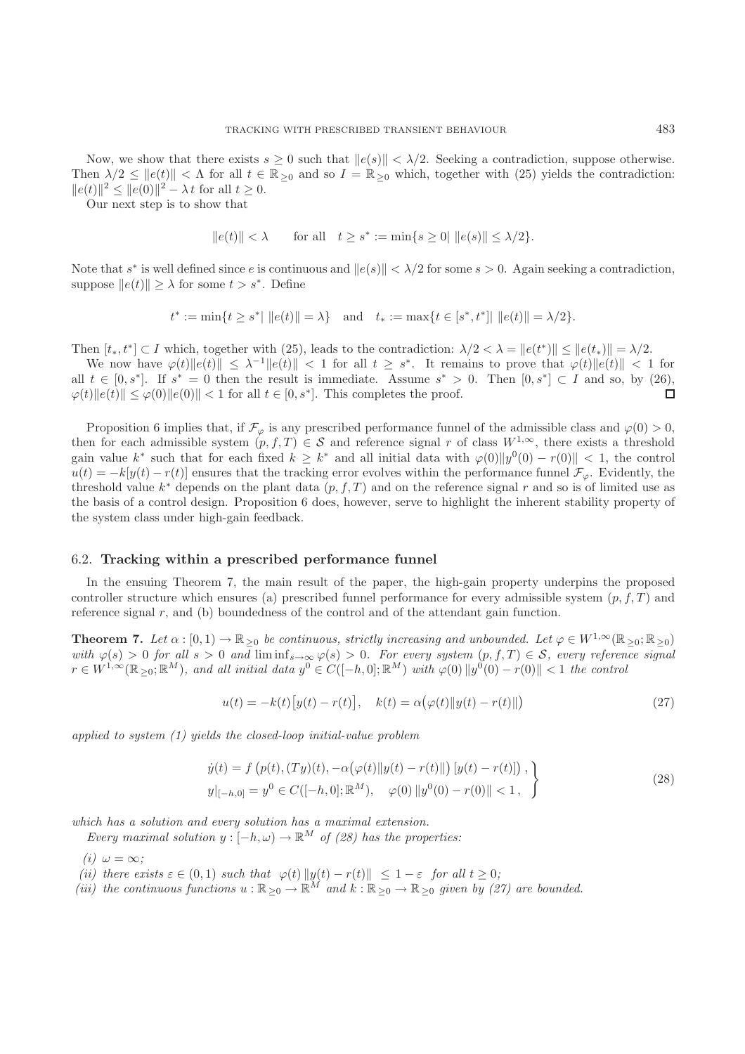Now, we show that there exists $s \geq 0$ such that $\|e(s)\| < \lambda/2$. Seeking a contradiction, suppose otherwise. Then $\lambda/2 \leq \|e(t)\| < \Lambda$ for all $t \in \mathbb{R}_{\geq 0}$ and so $I = \mathbb{R}_{\geq 0}$ which, together with (25) yields the contradiction: $\|e(t)\|^2 \leq \|e(0)\|^2 - \lambda t$ for all $t \geq 0$.

Our next step is to show that

$$\|e(t)\| < \lambda \qquad \text{for all} \quad t \geq s^* := \min\{s \geq 0 | \; \|e(s)\| \leq \lambda/2\}.$$

Note that $s^*$ is well defined since $e$ is continuous and $\|e(s)\| < \lambda/2$ for some $s > 0$. Again seeking a contradiction, suppose $\|e(t)\| \geq \lambda$ for some $t > s^*$. Define

$$t^* := \min\{t \geq s^* | \; \|e(t)\| = \lambda\} \quad \text{and} \quad t_* := \max\{t \in [s^*, t^*] | \; \|e(t)\| = \lambda/2\}.$$

Then $[t_*, t^*] \subset I$ which, together with (25), leads to the contradiction: $\lambda/2 < \lambda = \|e(t^*)\| \leq \|e(t_*)\| = \lambda/2$.

We now have $\varphi(t)\|e(t)\| \leq \lambda^{-1}\|e(t)\| < 1$ for all $t \geq s^*$. It remains to prove that $\varphi(t)\|e(t)\| < 1$ for all $t \in [0, s^*]$. If $s^* = 0$ then the result is immediate. Assume $s^* > 0$. Then $[0, s^*] \subset I$ and so, by (26), $\varphi(t)\|e(t)\| \leq \varphi(0)\|e(0)\| < 1$ for all $t \in [0, s^*]$. This completes the proof. □

Proposition 6 implies that, if $\mathcal{F}_\varphi$ is any prescribed performance funnel of the admissible class and $\varphi(0) > 0$, then for each admissible system $(p, f, T) \in \mathcal{S}$ and reference signal $r$ of class $W^{1,\infty}$, there exists a threshold gain value $k^*$ such that for each fixed $k \geq k^*$ and all initial data with $\varphi(0)\|y^0(0) - r(0)\| < 1$, the control $u(t) = -k[y(t) - r(t)]$ ensures that the tracking error evolves within the performance funnel $\mathcal{F}_\varphi$. Evidently, the threshold value $k^*$ depends on the plant data $(p, f, T)$ and on the reference signal $r$ and so is of limited use as the basis of a control design. Proposition 6 does, however, serve to highlight the inherent stability property of the system class under high-gain feedback.

### 6.2. **Tracking within a prescribed performance funnel**

In the ensuing Theorem 7, the main result of the paper, the high-gain property underpins the proposed controller structure which ensures (a) prescribed funnel performance for every admissible system $(p, f, T)$ and reference signal $r$, and (b) boundedness of the control and of the attendant gain function.

**Theorem 7.** *Let $\alpha : [0, 1) \to \mathbb{R}_{\geq 0}$ be continuous, strictly increasing and unbounded. Let $\varphi \in W^{1,\infty}(\mathbb{R}_{\geq 0}; \mathbb{R}_{\geq 0})$ with $\varphi(s) > 0$ for all $s > 0$ and $\liminf_{s\to\infty} \varphi(s) > 0$. For every system $(p, f, T) \in \mathcal{S}$, every reference signal $r \in W^{1,\infty}(\mathbb{R}_{\geq 0}; \mathbb{R}^M)$, and all initial data $y^0 \in C([-h, 0]; \mathbb{R}^M)$ with $\varphi(0)\,\|y^0(0) - r(0)\| < 1$ the control*

$$u(t) = -k(t)\big[y(t) - r(t)\big], \quad k(t) = \alpha\big(\varphi(t)\|y(t) - r(t)\|\big) \tag{27}$$

*applied to system (1) yields the closed-loop initial-value problem*

$$\left.\begin{aligned} &\dot{y}(t) = f\left(p(t), (Ty)(t), -\alpha\big(\varphi(t)\|y(t) - r(t)\|\big)\left[y(t) - r(t)\right]\right), \\ &y|_{[-h,0]} = y^0 \in C([-h, 0]; \mathbb{R}^M), \quad \varphi(0)\,\|y^0(0) - r(0)\| < 1\,, \end{aligned}\right\} \tag{28}$$

*which has a solution and every solution has a maximal extension.*

*Every maximal solution $y : [-h, \omega) \to \mathbb{R}^M$ of (28) has the properties:*

*(i) $\omega = \infty$;*

*(ii) there exists $\varepsilon \in (0, 1)$ such that $\varphi(t)\,\|y(t) - r(t)\| \leq 1 - \varepsilon$ for all $t \geq 0$;*

*(iii) the continuous functions $u : \mathbb{R}_{\geq 0} \to \mathbb{R}^M$ and $k : \mathbb{R}_{\geq 0} \to \mathbb{R}_{\geq 0}$ given by (27) are bounded.*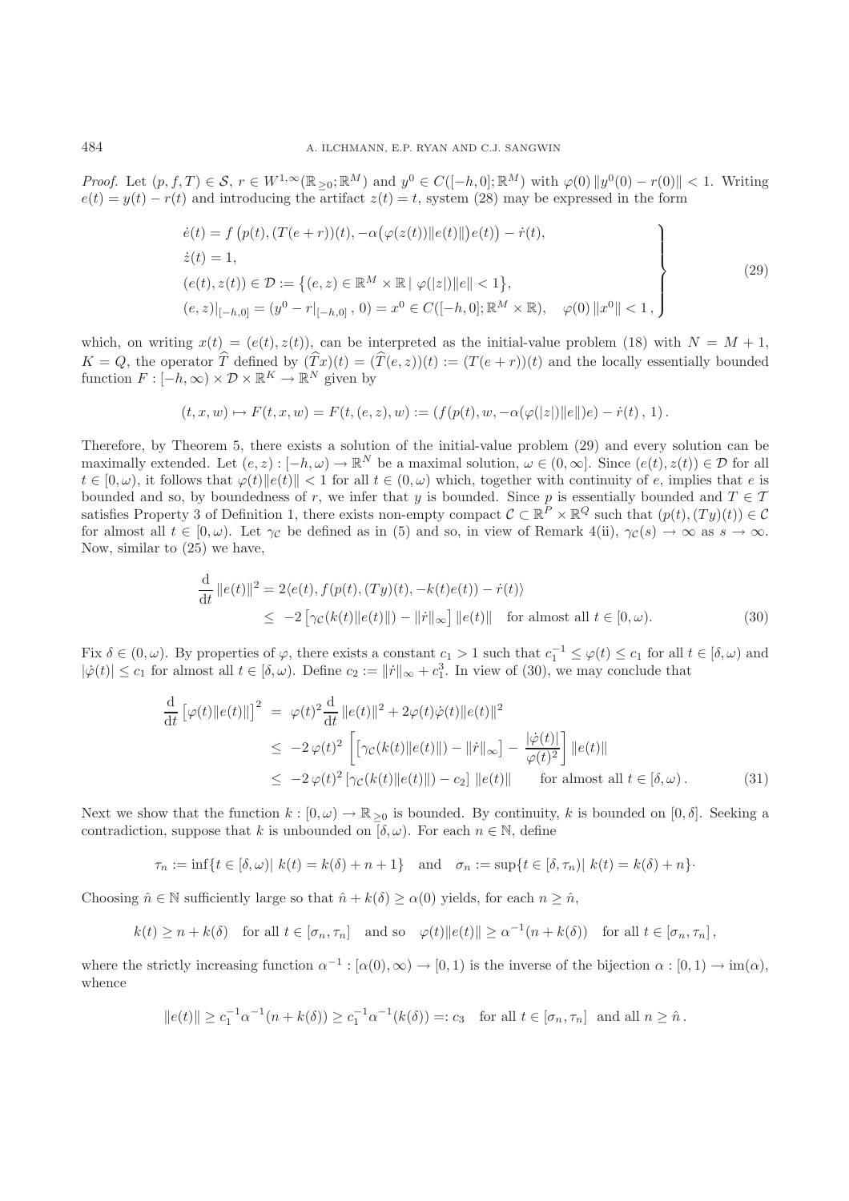*Proof.* Let $(p, f, T) \in \mathcal{S}$, $r \in W^{1,\infty}(\mathbb{R}_{\geq 0}; \mathbb{R}^M)$ and $y^0 \in C([-h, 0]; \mathbb{R}^M)$ with $\varphi(0)\,\|y^0(0) - r(0)\| < 1$. Writing $e(t) = y(t) - r(t)$ and introducing the artifact $z(t) = t$, system (28) may be expressed in the form

$$
\left.
\begin{aligned}
&\dot{e}(t) = f\big(p(t), (T(e+r))(t), -\alpha\big(\varphi(z(t))\|e(t)\|\big)e(t)\big) - \dot{r}(t),\\
&\dot{z}(t) = 1,\\
&(e(t), z(t)) \in \mathcal{D} := \big\{(e, z) \in \mathbb{R}^M \times \mathbb{R} \mid \varphi(|z|)\|e\| < 1\big\},\\
&(e, z)|_{[-h,0]} = (y^0 - r|_{[-h,0]}\,,\, 0) = x^0 \in C([-h, 0]; \mathbb{R}^M \times \mathbb{R}), \quad \varphi(0)\,\|x^0\| < 1\,,
\end{aligned}
\right\}
\tag{29}
$$

which, on writing $x(t) = (e(t), z(t))$, can be interpreted as the initial-value problem (18) with $N = M + 1$, $K = Q$, the operator $\widehat{T}$ defined by $(\widehat{T}x)(t) = (\widehat{T}(e, z))(t) := (T(e + r))(t)$ and the locally essentially bounded function $F : [-h, \infty) \times \mathcal{D} \times \mathbb{R}^K \to \mathbb{R}^N$ given by

$$
(t, x, w) \mapsto F(t, x, w) = F(t, (e, z), w) := (f(p(t), w, -\alpha(\varphi(|z|)\|e\|)e) - \dot{r}(t)\,,\, 1)\,.
$$

Therefore, by Theorem 5, there exists a solution of the initial-value problem (29) and every solution can be maximally extended. Let $(e, z) : [-h, \omega) \to \mathbb{R}^N$ be a maximal solution, $\omega \in (0, \infty]$. Since $(e(t), z(t)) \in \mathcal{D}$ for all $t \in [0, \omega)$, it follows that $\varphi(t)\|e(t)\| < 1$ for all $t \in (0, \omega)$ which, together with continuity of $e$, implies that $e$ is bounded and so, by boundedness of $r$, we infer that $y$ is bounded. Since $p$ is essentially bounded and $T \in \mathcal{T}$ satisfies Property 3 of Definition 1, there exists non-empty compact $\mathcal{C} \subset \mathbb{R}^P \times \mathbb{R}^Q$ such that $(p(t), (Ty)(t)) \in \mathcal{C}$ for almost all $t \in [0, \omega)$. Let $\gamma_{\mathcal{C}}$ be defined as in (5) and so, in view of Remark 4(ii), $\gamma_{\mathcal{C}}(s) \to \infty$ as $s \to \infty$. Now, similar to (25) we have,

$$
\begin{aligned}
\frac{\mathrm{d}}{\mathrm{d}t}\|e(t)\|^2 &= 2\langle e(t), f(p(t), (Ty)(t), -k(t)e(t)) - \dot{r}(t)\rangle\\
&\leq\; -2\left[\gamma_{\mathcal{C}}(k(t)\|e(t)\|) - \|\dot{r}\|_\infty\right]\|e(t)\| \quad \text{for almost all } t \in [0, \omega).
\end{aligned}
\tag{30}
$$

Fix $\delta \in (0, \omega)$. By properties of $\varphi$, there exists a constant $c_1 > 1$ such that $c_1^{-1} \leq \varphi(t) \leq c_1$ for all $t \in [\delta, \omega)$ and $|\dot{\varphi}(t)| \leq c_1$ for almost all $t \in [\delta, \omega)$. Define $c_2 := \|\dot{r}\|_\infty + c_1^3$. In view of (30), we may conclude that

$$
\begin{aligned}
\frac{\mathrm{d}}{\mathrm{d}t}\left[\varphi(t)\|e(t)\|\right]^2 &= \varphi(t)^2\frac{\mathrm{d}}{\mathrm{d}t}\|e(t)\|^2 + 2\varphi(t)\dot{\varphi}(t)\|e(t)\|^2\\
&\leq\; -2\,\varphi(t)^2\left[\left[\gamma_{\mathcal{C}}(k(t)\|e(t)\|) - \|\dot{r}\|_\infty\right] - \frac{|\dot{\varphi}(t)|}{\varphi(t)^2}\right]\|e(t)\|\\
&\leq\; -2\,\varphi(t)^2\left[\gamma_{\mathcal{C}}(k(t)\|e(t)\|) - c_2\right]\|e(t)\| \qquad \text{for almost all } t \in [\delta, \omega)\,.
\end{aligned}
\tag{31}
$$

Next we show that the function $k : [0, \omega) \to \mathbb{R}_{\geq 0}$ is bounded. By continuity, $k$ is bounded on $[0, \delta]$. Seeking a contradiction, suppose that $k$ is unbounded on $[\delta, \omega)$. For each $n \in \mathbb{N}$, define

$$
\tau_n := \inf\{t \in [\delta, \omega) \mid k(t) = k(\delta) + n + 1\} \quad \text{and} \quad \sigma_n := \sup\{t \in [\delta, \tau_n) \mid k(t) = k(\delta) + n\}\cdot
$$

Choosing $\hat{n} \in \mathbb{N}$ sufficiently large so that $\hat{n} + k(\delta) \geq \alpha(0)$ yields, for each $n \geq \hat{n}$,

$$
k(t) \geq n + k(\delta) \quad \text{for all } t \in [\sigma_n, \tau_n] \quad \text{and so} \quad \varphi(t)\|e(t)\| \geq \alpha^{-1}(n + k(\delta)) \quad \text{for all } t \in [\sigma_n, \tau_n]\,,
$$

where the strictly increasing function $\alpha^{-1} : [\alpha(0), \infty) \to [0, 1)$ is the inverse of the bijection $\alpha : [0, 1) \to \mathrm{im}(\alpha)$, whence

$$
\|e(t)\| \geq c_1^{-1}\alpha^{-1}(n + k(\delta)) \geq c_1^{-1}\alpha^{-1}(k(\delta)) =: c_3 \quad \text{for all } t \in [\sigma_n, \tau_n] \text{ and all } n \geq \hat{n}\,.
$$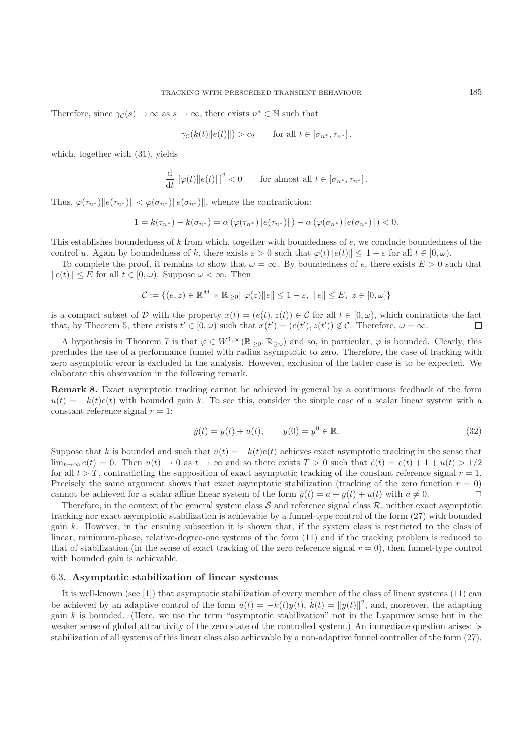Therefore, since $\gamma_{\mathcal{C}}(s) \to \infty$ as $s \to \infty$, there exists $n^* \in \mathbb{N}$ such that

$$\gamma_{\mathcal{C}}(k(t)\|e(t)\|) > c_2 \qquad \text{for all } t \in [\sigma_{n^*}, \tau_{n^*}],$$

which, together with (31), yields

$$\frac{\mathrm{d}}{\mathrm{d}t}\, [\varphi(t)\|e(t)\|]^2 < 0 \qquad \text{for almost all } t \in [\sigma_{n^*}, \tau_{n^*}].$$

Thus, $\varphi(\tau_{n^*})\|e(\tau_{n^*})\| < \varphi(\sigma_{n^*})\|e(\sigma_{n^*})\|$, whence the contradiction:

$$1 = k(\tau_{n^*}) - k(\sigma_{n^*}) = \alpha\left(\varphi(\tau_{n^*})\|e(\tau_{n^*})\|\right) - \alpha\left(\varphi(\sigma_{n^*})\|e(\sigma_{n^*})\|\right) < 0.$$

This establishes boundedness of $k$ from which, together with boundedness of $e$, we conclude boundedness of the control $u$. Again by boundedness of $k$, there exists $\varepsilon > 0$ such that $\varphi(t)\|e(t)\| \le 1 - \varepsilon$ for all $t \in [0, \omega)$.

To complete the proof, it remains to show that $\omega = \infty$. By boundedness of $e$, there exists $E > 0$ such that $\|e(t)\| \le E$ for all $t \in [0, \omega)$. Suppose $\omega < \infty$. Then

$$\mathcal{C} := \{(e, z) \in \mathbb{R}^M \times \mathbb{R}_{\ge 0} |\ \varphi(z)\|e\| \le 1 - \varepsilon,\ \|e\| \le E,\ z \in [0, \omega]\}$$

is a compact subset of $\mathcal{D}$ with the property $x(t) = (e(t), z(t)) \in \mathcal{C}$ for all $t \in [0, \omega)$, which contradicts the fact that, by Theorem 5, there exists $t' \in [0, \omega)$ such that $x(t') = (e(t'), z(t')) \notin \mathcal{C}$. Therefore, $\omega = \infty$. ◻

A hypothesis in Theorem 7 is that $\varphi \in W^{1,\infty}(\mathbb{R}_{\ge 0}; \mathbb{R}_{\ge 0})$ and so, in particular, $\varphi$ is bounded. Clearly, this precludes the use of a performance funnel with radius asymptotic to zero. Therefore, the case of tracking with zero asymptotic error is excluded in the analysis. However, exclusion of the latter case is to be expected. We elaborate this observation in the following remark.

**Remark 8.** Exact asymptotic tracking cannot be achieved in general by a continuous feedback of the form $u(t) = -k(t)e(t)$ with bounded gain $k$. To see this, consider the simple case of a scalar linear system with a constant reference signal $r = 1$:

$$\dot{y}(t) = y(t) + u(t), \qquad y(0) = y^0 \in \mathbb{R}. \tag{32}$$

Suppose that $k$ is bounded and such that $u(t) = -k(t)e(t)$ achieves exact asymptotic tracking in the sense that $\lim_{t\to\infty} e(t) = 0$. Then $u(t) \to 0$ as $t \to \infty$ and so there exists $T > 0$ such that $\dot{e}(t) = e(t) + 1 + u(t) > 1/2$ for all $t > T$, contradicting the supposition of exact asymptotic tracking of the constant reference signal $r = 1$. Precisely the same argument shows that exact asymptotic stabilization (tracking of the zero function $r = 0$) cannot be achieved for a scalar affine linear system of the form $\dot{y}(t) = a + y(t) + u(t)$ with $a \neq 0$. ◻

Therefore, in the context of the general system class $\mathcal{S}$ and reference signal class $\mathcal{R}$, neither exact asymptotic tracking nor exact asymptotic stabilization is achievable by a funnel-type control of the form (27) with bounded gain $k$. However, in the ensuing subsection it is shown that, if the system class is restricted to the class of linear, minimum-phase, relative-degree-one systems of the form (11) and if the tracking problem is reduced to that of stabilization (in the sense of exact tracking of the zero reference signal $r = 0$), then funnel-type control with bounded gain is achievable.

### 6.3. **Asymptotic stabilization of linear systems**

It is well-known (see [1]) that asymptotic stabilization of every member of the class of linear systems (11) can be achieved by an adaptive control of the form $u(t) = -k(t)y(t)$, $\dot{k}(t) = \|y(t)\|^2$, and, moreover, the adapting gain $k$ is bounded. (Here, we use the term "asymptotic stabilization" not in the Lyapunov sense but in the weaker sense of global attractivity of the zero state of the controlled system.) An immediate question arises: is stabilization of all systems of this linear class also achievable by a non-adaptive funnel controller of the form (27),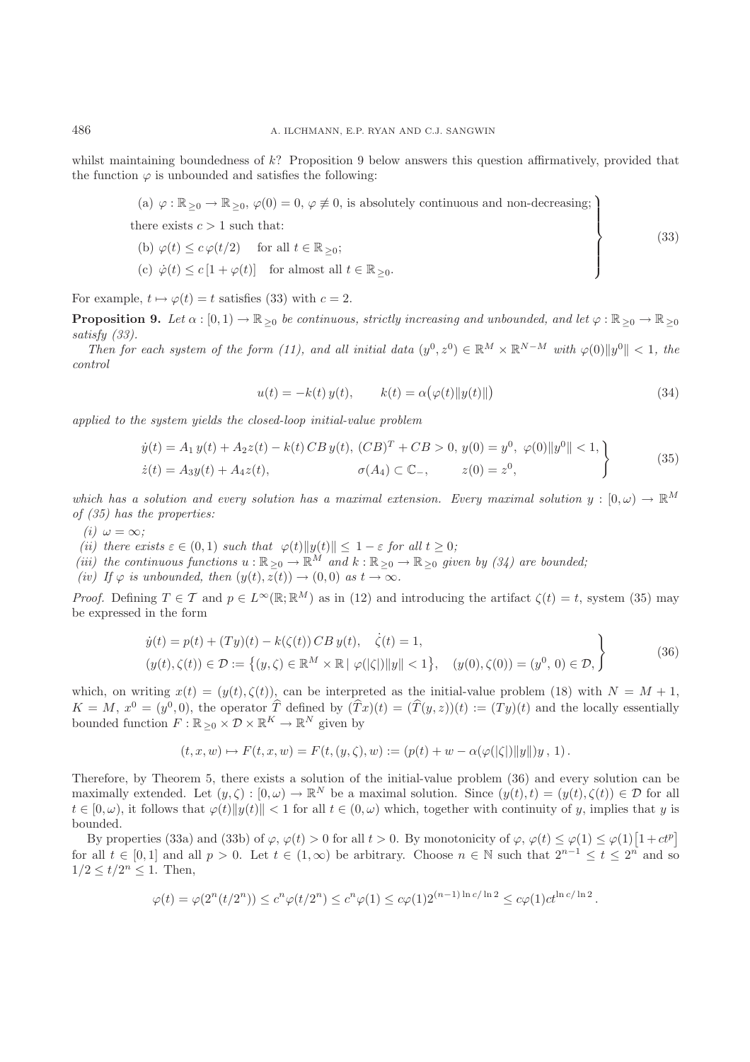whilst maintaining boundedness of $k$? Proposition 9 below answers this question affirmatively, provided that the function $\varphi$ is unbounded and satisfies the following:

$$
\left.\begin{array}{l}
\text{(a) } \varphi:\mathbb{R}_{\geq 0}\to\mathbb{R}_{\geq 0},\ \varphi(0)=0,\ \varphi\not\equiv 0, \text{ is absolutely continuous and non-decreasing;}\\
\text{there exists } c>1 \text{ such that:}\\
\text{(b) } \varphi(t)\leq c\,\varphi(t/2) \quad \text{for all } t\in\mathbb{R}_{\geq 0};\\
\text{(c) } \dot\varphi(t)\leq c\,[1+\varphi(t)] \quad \text{for almost all } t\in\mathbb{R}_{\geq 0}.
\end{array}\right\} \tag{33}
$$

For example, $t\mapsto\varphi(t)=t$ satisfies (33) with $c=2$.

**Proposition 9.** *Let $\alpha:[0,1)\to\mathbb{R}_{\geq 0}$ be continuous, strictly increasing and unbounded, and let $\varphi:\mathbb{R}_{\geq 0}\to\mathbb{R}_{\geq 0}$ satisfy (33).*

*Then for each system of the form (11), and all initial data $(y^0,z^0)\in\mathbb{R}^M\times\mathbb{R}^{N-M}$ with $\varphi(0)\|y^0\|<1$, the control*

$$
u(t)=-k(t)\,y(t), \qquad k(t)=\alpha\big(\varphi(t)\|y(t)\|\big) \tag{34}
$$

*applied to the system yields the closed-loop initial-value problem*

$$
\left.\begin{array}{ll}
\dot y(t)=A_1\,y(t)+A_2z(t)-k(t)\,CB\,y(t),\ (CB)^T+CB>0,\ y(0)=y^0,\ \varphi(0)\|y^0\|<1,\\
\dot z(t)=A_3y(t)+A_4z(t), \qquad\qquad \sigma(A_4)\subset\mathbb{C}_-, \qquad z(0)=z^0,
\end{array}\right\} \tag{35}
$$

*which has a solution and every solution has a maximal extension. Every maximal solution $y:[0,\omega)\to\mathbb{R}^M$ of (35) has the properties:*

*(i) $\omega=\infty$;*

*(ii) there exists $\varepsilon\in(0,1)$ such that $\varphi(t)\|y(t)\|\leq 1-\varepsilon$ for all $t\geq 0$;*

*(iii) the continuous functions $u:\mathbb{R}_{\geq 0}\to\mathbb{R}^M$ and $k:\mathbb{R}_{\geq 0}\to\mathbb{R}_{\geq 0}$ given by (34) are bounded;*

*(iv) If $\varphi$ is unbounded, then $(y(t),z(t))\to(0,0)$ as $t\to\infty$.*

*Proof.* Defining $T\in\mathcal{T}$ and $p\in L^\infty(\mathbb{R};\mathbb{R}^M)$ as in (12) and introducing the artifact $\zeta(t)=t$, system (35) may be expressed in the form

$$
\left.\begin{array}{l}
\dot y(t)=p(t)+(Ty)(t)-k(\zeta(t))\,CB\,y(t), \quad \dot\zeta(t)=1,\\
(y(t),\zeta(t))\in\mathcal{D}:=\big\{(y,\zeta)\in\mathbb{R}^M\times\mathbb{R}\mid \varphi(|\zeta|)\|y\|<1\big\}, \quad (y(0),\zeta(0))=(y^0,0)\in\mathcal{D},
\end{array}\right\} \tag{36}
$$

which, on writing $x(t)=(y(t),\zeta(t))$, can be interpreted as the initial-value problem (18) with $N=M+1$, $K=M$, $x^0=(y^0,0)$, the operator $\widehat{T}$ defined by $(\widehat{T}x)(t)=(\widehat{T}(y,z))(t):=(Ty)(t)$ and the locally essentially bounded function $F:\mathbb{R}_{\geq 0}\times\mathcal{D}\times\mathbb{R}^K\to\mathbb{R}^N$ given by

$$
(t,x,w)\mapsto F(t,x,w)=F(t,(y,\zeta),w):=(p(t)+w-\alpha(\varphi(|\zeta|)\|y\|)y\,,\,1)\,.
$$

Therefore, by Theorem 5, there exists a solution of the initial-value problem (36) and every solution can be maximally extended. Let $(y,\zeta):[0,\omega)\to\mathbb{R}^N$ be a maximal solution. Since $(y(t),t)=(y(t),\zeta(t))\in\mathcal{D}$ for all $t\in[0,\omega)$, it follows that $\varphi(t)\|y(t)\|<1$ for all $t\in(0,\omega)$ which, together with continuity of $y$, implies that $y$ is bounded.

By properties (33a) and (33b) of $\varphi$, $\varphi(t)>0$ for all $t>0$. By monotonicity of $\varphi$, $\varphi(t)\leq\varphi(1)\leq\varphi(1)\big[1+ct^p\big]$ for all $t\in[0,1]$ and all $p>0$. Let $t\in(1,\infty)$ be arbitrary. Choose $n\in\mathbb{N}$ such that $2^{n-1}\leq t\leq 2^n$ and so $1/2\leq t/2^n\leq 1$. Then,

$$
\varphi(t)=\varphi(2^n(t/2^n))\leq c^n\varphi(t/2^n)\leq c^n\varphi(1)\leq c\varphi(1)2^{(n-1)\ln c/\ln 2}\leq c\varphi(1)ct^{\ln c/\ln 2}\,.
$$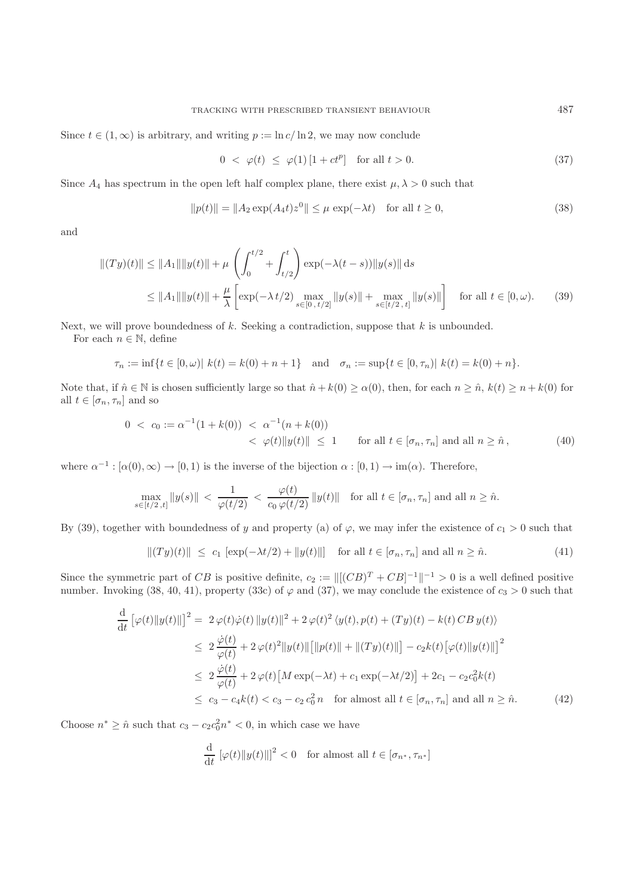Since $t \in (1, \infty)$ is arbitrary, and writing $p := \ln c / \ln 2$, we may now conclude

$$0 \ < \ \varphi(t) \ \leq \ \varphi(1) \left[1 + ct^p\right] \quad \text{for all } t > 0. \tag{37}$$

Since $A_4$ has spectrum in the open left half complex plane, there exist $\mu, \lambda > 0$ such that

$$\|p(t)\| = \|A_2 \exp(A_4 t) z^0\| \leq \mu \exp(-\lambda t) \quad \text{for all } t \geq 0, \tag{38}$$

and

$$\begin{aligned}
\|(Ty)(t)\| &\leq \|A_1\| \|y(t)\| + \mu \left( \int_0^{t/2} + \int_{t/2}^t \right) \exp(-\lambda(t-s)) \|y(s)\| \, \mathrm{d}s \\
&\leq \|A_1\| \|y(t)\| + \frac{\mu}{\lambda} \left[ \exp(-\lambda \, t/2) \max_{s \in [0\,,\, t/2]} \|y(s)\| + \max_{s \in [t/2\,,\, t]} \|y(s)\| \right] \quad \text{for all } t \in [0, \omega).
\end{aligned} \tag{39}$$

Next, we will prove boundedness of $k$. Seeking a contradiction, suppose that $k$ is unbounded.

For each $n \in \mathbb{N}$, define

$$\tau_n := \inf\{t \in [0, \omega) | \ k(t) = k(0) + n + 1\} \quad \text{and} \quad \sigma_n := \sup\{t \in [0, \tau_n) | \ k(t) = k(0) + n\}.$$

Note that, if $\hat{n} \in \mathbb{N}$ is chosen sufficiently large so that $\hat{n} + k(0) \geq \alpha(0)$, then, for each $n \geq \hat{n}$, $k(t) \geq n + k(0)$ for all $t \in [\sigma_n, \tau_n]$ and so

$$\begin{aligned}
0 \ < \ c_0 := \alpha^{-1}(1 + k(0)) \ &< \ \alpha^{-1}(n + k(0)) \\
&< \ \varphi(t) \|y(t)\| \ \leq \ 1 \qquad \text{for all } t \in [\sigma_n, \tau_n] \text{ and all } n \geq \hat{n}\,,
\end{aligned} \tag{40}$$

where $\alpha^{-1} : [\alpha(0), \infty) \to [0, 1)$ is the inverse of the bijection $\alpha : [0, 1) \to \mathrm{im}(\alpha)$. Therefore,

$$\max_{s \in [t/2\,,t]} \|y(s)\| \ < \ \frac{1}{\varphi(t/2)} \ < \ \frac{\varphi(t)}{c_0 \, \varphi(t/2)} \|y(t)\| \quad \text{for all } t \in [\sigma_n, \tau_n] \text{ and all } n \geq \hat{n}.$$

By (39), together with boundedness of $y$ and property (a) of $\varphi$, we may infer the existence of $c_1 > 0$ such that

$$\|(Ty)(t)\| \ \leq \ c_1 \left[\exp(-\lambda t/2) + \|y(t)\|\right] \quad \text{for all } t \in [\sigma_n, \tau_n] \text{ and all } n \geq \hat{n}. \tag{41}$$

Since the symmetric part of $CB$ is positive definite, $c_2 := \|[(CB)^T + CB]^{-1}\|^{-1} > 0$ is a well defined positive number. Invoking (38, 40, 41), property (33c) of $\varphi$ and (37), we may conclude the existence of $c_3 > 0$ such that

$$\begin{aligned}
\frac{\mathrm{d}}{\mathrm{d}t} \left[\varphi(t) \|y(t)\|\right]^2 &= \ 2\,\varphi(t) \dot{\varphi}(t) \, \|y(t)\|^2 + 2\,\varphi(t)^2 \, \langle y(t), p(t) + (Ty)(t) - k(t) \, CB \, y(t) \rangle \\
&\leq \ 2 \, \frac{\dot{\varphi}(t)}{\varphi(t)} + 2\,\varphi(t)^2 \|y(t)\| \big[\|p(t)\| + \|(Ty)(t)\|\big] - c_2 k(t) \big[\varphi(t) \|y(t)\|\big]^2 \\
&\leq \ 2 \, \frac{\dot{\varphi}(t)}{\varphi(t)} + 2\,\varphi(t) \big[M \exp(-\lambda t) + c_1 \exp(-\lambda t/2)\big] + 2c_1 - c_2 c_0^2 k(t) \\
&\leq \ c_3 - c_4 k(t) < c_3 - c_2 \, c_0^2 \, n \quad \text{for almost all } t \in [\sigma_n, \tau_n] \text{ and all } n \geq \hat{n}.
\end{aligned} \tag{42}$$

Choose $n^* \geq \hat{n}$ such that $c_3 - c_2 c_0^2 n^* < 0$, in which case we have

$$\frac{\mathrm{d}}{\mathrm{d}t} \left[\varphi(t) \|y(t)\|\right]^2 < 0 \quad \text{for almost all } t \in [\sigma_{n^*}, \tau_{n^*}]$$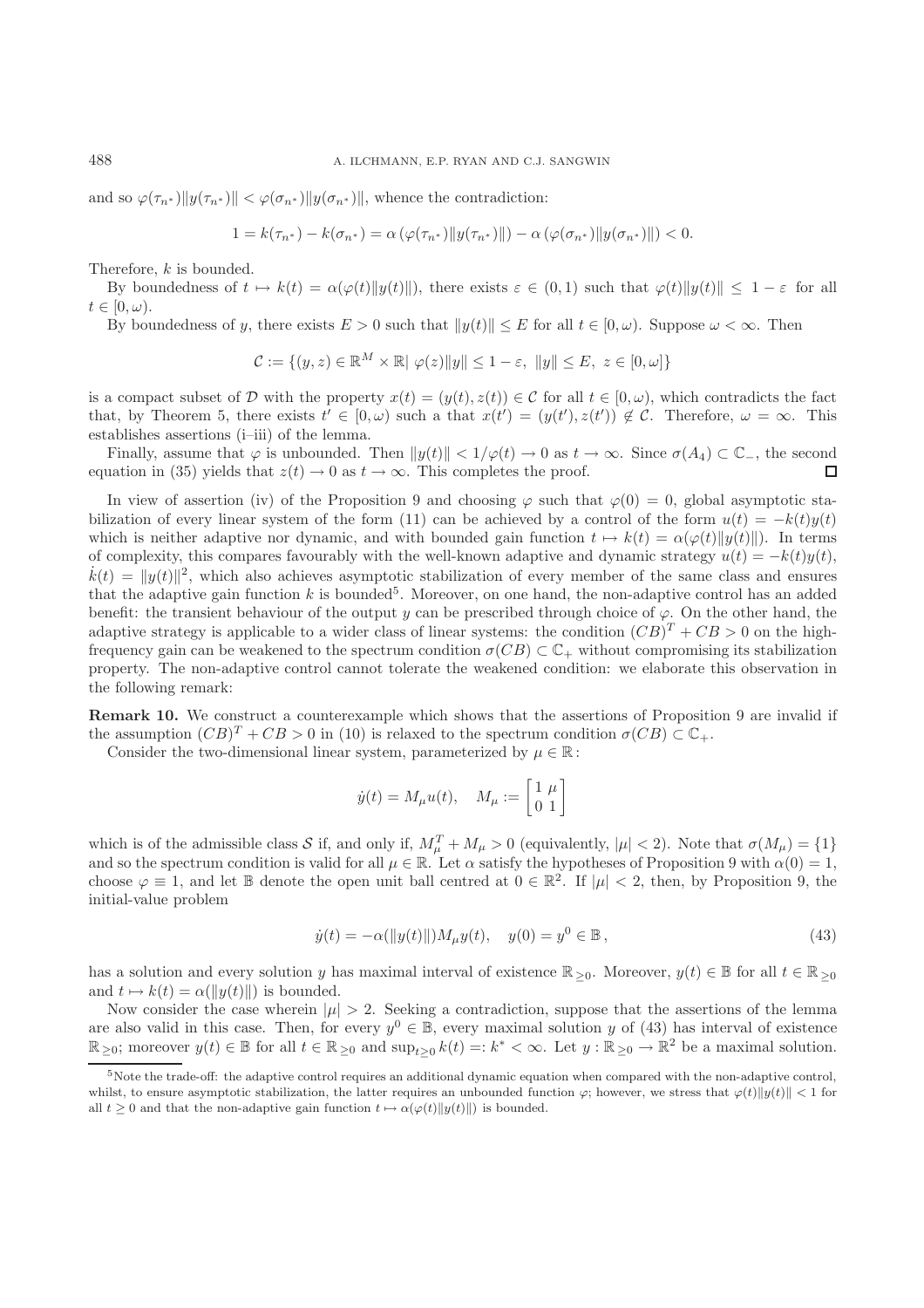and so $\varphi(\tau_{n^*})\|y(\tau_{n^*})\| < \varphi(\sigma_{n^*})\|y(\sigma_{n^*})\|$, whence the contradiction:

$$1 = k(\tau_{n^*}) - k(\sigma_{n^*}) = \alpha\left(\varphi(\tau_{n^*})\|y(\tau_{n^*})\|\right) - \alpha\left(\varphi(\sigma_{n^*})\|y(\sigma_{n^*})\|\right) < 0.$$

Therefore, $k$ is bounded.

By boundedness of $t \mapsto k(t) = \alpha(\varphi(t)\|y(t)\|)$, there exists $\varepsilon \in (0,1)$ such that $\varphi(t)\|y(t)\| \le 1-\varepsilon$ for all $t \in [0,\omega)$.

By boundedness of $y$, there exists $E > 0$ such that $\|y(t)\| \le E$ for all $t \in [0,\omega)$. Suppose $\omega < \infty$. Then

$$\mathcal{C} := \{(y,z) \in \mathbb{R}^M \times \mathbb{R} |\ \varphi(z)\|y\| \le 1-\varepsilon,\ \|y\| \le E,\ z \in [0,\omega]\}$$

is a compact subset of $\mathcal{D}$ with the property $x(t) = (y(t), z(t)) \in \mathcal{C}$ for all $t \in [0,\omega)$, which contradicts the fact that, by Theorem 5, there exists $t' \in [0,\omega)$ such a that $x(t') = (y(t'), z(t')) \notin \mathcal{C}$. Therefore, $\omega = \infty$. This establishes assertions (i–iii) of the lemma.

Finally, assume that $\varphi$ is unbounded. Then $\|y(t)\| < 1/\varphi(t) \to 0$ as $t \to \infty$. Since $\sigma(A_4) \subset \mathbb{C}_-$, the second equation in (35) yields that $z(t) \to 0$ as $t \to \infty$. This completes the proof. $\square$

In view of assertion (iv) of the Proposition 9 and choosing $\varphi$ such that $\varphi(0) = 0$, global asymptotic stabilization of every linear system of the form (11) can be achieved by a control of the form $u(t) = -k(t)y(t)$ which is neither adaptive nor dynamic, and with bounded gain function $t \mapsto k(t) = \alpha(\varphi(t)\|y(t)\|)$. In terms of complexity, this compares favourably with the well-known adaptive and dynamic strategy $u(t) = -k(t)y(t)$, $\dot{k}(t) = \|y(t)\|^2$, which also achieves asymptotic stabilization of every member of the same class and ensures that the adaptive gain function $k$ is bounded[5]. Moreover, on one hand, the non-adaptive control has an added benefit: the transient behaviour of the output $y$ can be prescribed through choice of $\varphi$. On the other hand, the adaptive strategy is applicable to a wider class of linear systems: the condition $(CB)^T + CB > 0$ on the high-frequency gain can be weakened to the spectrum condition $\sigma(CB) \subset \mathbb{C}_+$ without compromising its stabilization property. The non-adaptive control cannot tolerate the weakened condition: we elaborate this observation in the following remark:

**Remark 10.** We construct a counterexample which shows that the assertions of Proposition 9 are invalid if the assumption $(CB)^T + CB > 0$ in (10) is relaxed to the spectrum condition $\sigma(CB) \subset \mathbb{C}_+$.

Consider the two-dimensional linear system, parameterized by $\mu \in \mathbb{R}$:

$$\dot{y}(t) = M_\mu u(t), \quad M_\mu := \begin{bmatrix} 1 & \mu \\ 0 & 1 \end{bmatrix}$$

which is of the admissible class $\mathcal{S}$ if, and only if, $M_\mu^T + M_\mu > 0$ (equivalently, $|\mu| < 2$). Note that $\sigma(M_\mu) = \{1\}$ and so the spectrum condition is valid for all $\mu \in \mathbb{R}$. Let $\alpha$ satisfy the hypotheses of Proposition 9 with $\alpha(0) = 1$, choose $\varphi \equiv 1$, and let $\mathbb{B}$ denote the open unit ball centred at $0 \in \mathbb{R}^2$. If $|\mu| < 2$, then, by Proposition 9, the initial-value problem

$$\dot{y}(t) = -\alpha(\|y(t)\|)M_\mu y(t), \quad y(0) = y^0 \in \mathbb{B}\,, \tag{43}$$

has a solution and every solution $y$ has maximal interval of existence $\mathbb{R}_{\ge 0}$. Moreover, $y(t) \in \mathbb{B}$ for all $t \in \mathbb{R}_{\ge 0}$ and $t \mapsto k(t) = \alpha(\|y(t)\|)$ is bounded.

Now consider the case wherein $|\mu| > 2$. Seeking a contradiction, suppose that the assertions of the lemma are also valid in this case. Then, for every $y^0 \in \mathbb{B}$, every maximal solution $y$ of (43) has interval of existence $\mathbb{R}_{\ge 0}$; moreover $y(t) \in \mathbb{B}$ for all $t \in \mathbb{R}_{\ge 0}$ and $\sup_{t \ge 0} k(t) =: k^* < \infty$. Let $y : \mathbb{R}_{\ge 0} \to \mathbb{R}^2$ be a maximal solution.

[5] Note the trade-off: the adaptive control requires an additional dynamic equation when compared with the non-adaptive control, whilst, to ensure asymptotic stabilization, the latter requires an unbounded function $\varphi$; however, we stress that $\varphi(t)\|y(t)\| < 1$ for all $t \ge 0$ and that the non-adaptive gain function $t \mapsto \alpha(\varphi(t)\|y(t)\|)$ is bounded.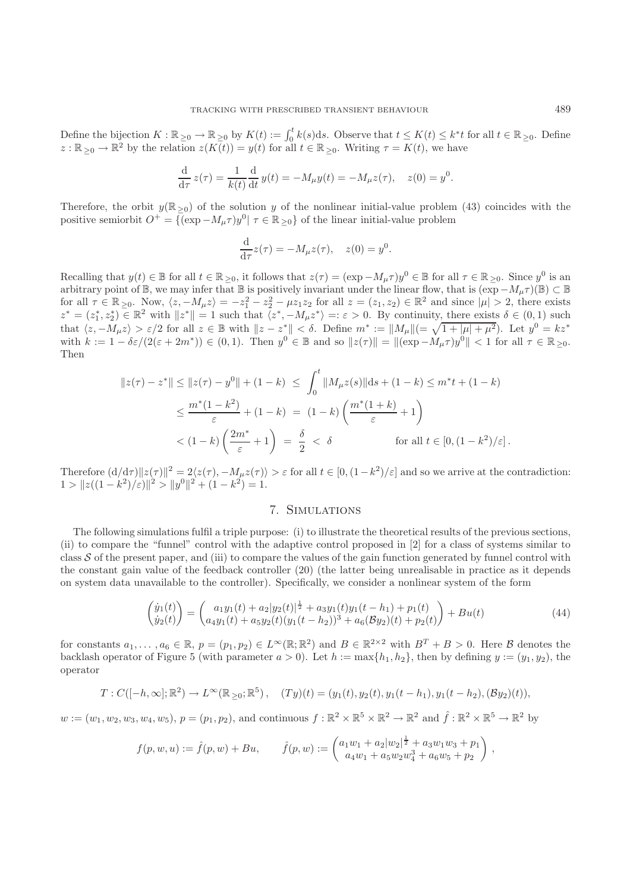Define the bijection $K : \mathbb{R}_{\geq 0} \to \mathbb{R}_{\geq 0}$ by $K(t) := \int_0^t k(s)\mathrm{d}s$. Observe that $t \leq K(t) \leq k^* t$ for all $t \in \mathbb{R}_{\geq 0}$. Define $z : \mathbb{R}_{\geq 0} \to \mathbb{R}^2$ by the relation $z(K(t)) = y(t)$ for all $t \in \mathbb{R}_{\geq 0}$. Writing $\tau = K(t)$, we have

$$\frac{\mathrm{d}}{\mathrm{d}\tau}\, z(\tau) = \frac{1}{k(t)} \frac{\mathrm{d}}{\mathrm{d}t}\, y(t) = -M_\mu y(t) = -M_\mu z(\tau), \quad z(0) = y^0.$$

Therefore, the orbit $y(\mathbb{R}_{\geq 0})$ of the solution $y$ of the nonlinear initial-value problem (43) coincides with the positive semiorbit $O^+ = \{(\exp -M_\mu \tau) y^0 |\ \tau \in \mathbb{R}_{\geq 0}\}$ of the linear initial-value problem

$$\frac{\mathrm{d}}{\mathrm{d}\tau} z(\tau) = -M_\mu z(\tau), \quad z(0) = y^0.$$

Recalling that $y(t) \in \mathbb{B}$ for all $t \in \mathbb{R}_{\geq 0}$, it follows that $z(\tau) = (\exp -M_\mu \tau) y^0 \in \mathbb{B}$ for all $\tau \in \mathbb{R}_{\geq 0}$. Since $y^0$ is an arbitrary point of $\mathbb{B}$, we may infer that $\mathbb{B}$ is positively invariant under the linear flow, that is $(\exp -M_\mu \tau)(\mathbb{B}) \subset \mathbb{B}$ for all $\tau \in \mathbb{R}_{\geq 0}$. Now, $\langle z, -M_\mu z\rangle = -z_1^2 - z_2^2 - \mu z_1 z_2$ for all $z = (z_1, z_2) \in \mathbb{R}^2$ and since $|\mu| > 2$, there exists $z^* = (z_1^*, z_2^*) \in \mathbb{R}^2$ with $\|z^*\| = 1$ such that $\langle z^*, -M_\mu z^* \rangle =: \varepsilon > 0$. By continuity, there exists $\delta \in (0,1)$ such that $\langle z, -M_\mu z\rangle > \varepsilon/2$ for all $z \in \mathbb{B}$ with $\|z - z^*\| < \delta$. Define $m^* := \|M_\mu\| (= \sqrt{1 + |\mu| + \mu^2})$. Let $y^0 = kz^*$ with $k := 1 - \delta\varepsilon/(2(\varepsilon + 2m^*)) \in (0,1)$. Then $y^0 \in \mathbb{B}$ and so $\|z(\tau)\| = \|(\exp -M_\mu \tau) y^0\| < 1$ for all $\tau \in \mathbb{R}_{\geq 0}$. Then

$$\begin{aligned}
\|z(\tau) - z^*\| \leq \|z(\tau) - y^0\| + (1-k) \ &\leq\ \int_0^t \|M_\mu z(s)\| \mathrm{d}s + (1-k) \leq m^* t + (1-k) \\
&\leq \frac{m^*(1-k^2)}{\varepsilon} + (1-k) \ =\ (1-k)\left(\frac{m^*(1+k)}{\varepsilon} + 1\right) \\
&< (1-k)\left(\frac{2m^*}{\varepsilon} + 1\right) \ =\ \frac{\delta}{2} \ <\ \delta \qquad\qquad \text{for all } t \in [0, (1-k^2)/\varepsilon]\,.
\end{aligned}$$

Therefore $(\mathrm{d}/\mathrm{d}\tau)\|z(\tau)\|^2 = 2\langle z(\tau), -M_\mu z(\tau)\rangle > \varepsilon$ for all $t \in [0, (1-k^2)/\varepsilon]$ and so we arrive at the contradiction: $1 > \|z((1-k^2)/\varepsilon)\|^2 > \|y^0\|^2 + (1-k^2) = 1$.

## 7. Simulations

The following simulations fulfil a triple purpose: (i) to illustrate the theoretical results of the previous sections, (ii) to compare the "funnel" control with the adaptive control proposed in [2] for a class of systems similar to class $\mathcal{S}$ of the present paper, and (iii) to compare the values of the gain function generated by funnel control with the constant gain value of the feedback controller (20) (the latter being unrealisable in practice as it depends on system data unavailable to the controller). Specifically, we consider a nonlinear system of the form

$$\begin{pmatrix} \dot{y}_1(t) \\ \dot{y}_2(t) \end{pmatrix} = \begin{pmatrix} a_1 y_1(t) + a_2 |y_2(t)|^{\frac{1}{2}} + a_3 y_1(t) y_1(t-h_1) + p_1(t) \\ a_4 y_1(t) + a_5 y_2(t)(y_1(t-h_2))^3 + a_6 (\mathcal{B} y_2)(t) + p_2(t) \end{pmatrix} + Bu(t) \tag{44}$$

for constants $a_1, \ldots, a_6 \in \mathbb{R}$, $p = (p_1, p_2) \in L^\infty(\mathbb{R}; \mathbb{R}^2)$ and $B \in \mathbb{R}^{2\times 2}$ with $B^T + B > 0$. Here $\mathcal{B}$ denotes the backlash operator of Figure 5 (with parameter $a > 0$). Let $h := \max\{h_1, h_2\}$, then by defining $y := (y_1, y_2)$, the operator

$$T : C([-h, \infty]; \mathbb{R}^2) \to L^\infty(\mathbb{R}_{\geq 0}; \mathbb{R}^5)\,, \quad (Ty)(t) = (y_1(t), y_2(t), y_1(t-h_1), y_1(t-h_2), (\mathcal{B}y_2)(t)),$$

$w := (w_1, w_2, w_3, w_4, w_5)$, $p = (p_1, p_2)$, and continuous $f : \mathbb{R}^2 \times \mathbb{R}^5 \times \mathbb{R}^2 \to \mathbb{R}^2$ and $\hat{f} : \mathbb{R}^2 \times \mathbb{R}^5 \to \mathbb{R}^2$ by

$$f(p, w, u) := \hat{f}(p, w) + Bu, \qquad \hat{f}(p, w) := \begin{pmatrix} a_1 w_1 + a_2 |w_2|^{\frac{1}{2}} + a_3 w_1 w_3 + p_1 \\ a_4 w_1 + a_5 w_2 w_4^3 + a_6 w_5 + p_2 \end{pmatrix},$$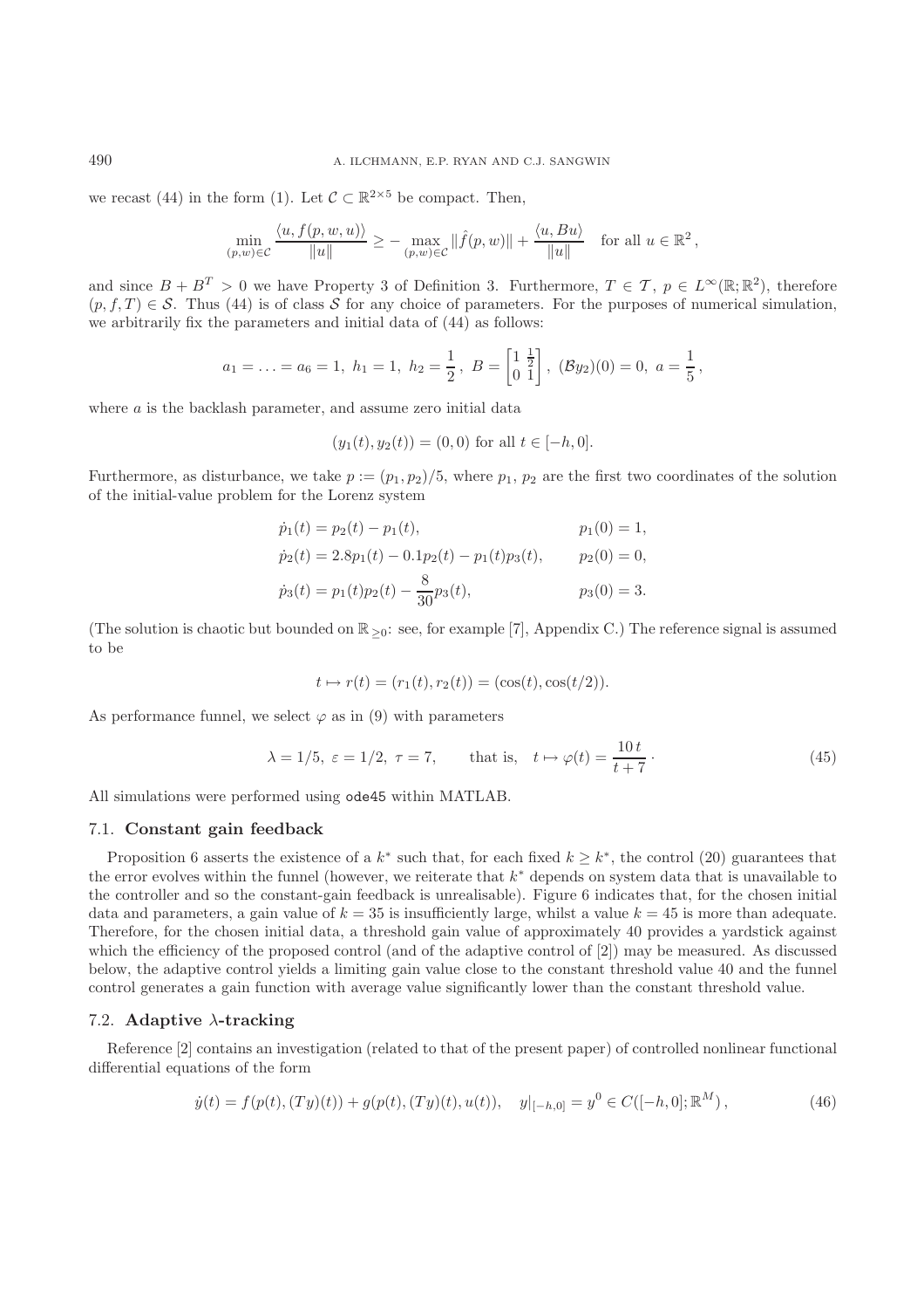we recast (44) in the form (1). Let $\mathcal{C} \subset \mathbb{R}^{2\times 5}$ be compact. Then,

$$\min_{(p,w)\in\mathcal{C}} \frac{\langle u, f(p,w,u)\rangle}{\|u\|} \geq -\max_{(p,w)\in\mathcal{C}} \|\hat{f}(p,w)\| + \frac{\langle u, Bu\rangle}{\|u\|} \quad \text{for all } u \in \mathbb{R}^2\,,$$

and since $B + B^T > 0$ we have Property 3 of Definition 3. Furthermore, $T \in \mathcal{T}$, $p \in L^\infty(\mathbb{R};\mathbb{R}^2)$, therefore $(p, f, T) \in \mathcal{S}$. Thus (44) is of class $\mathcal{S}$ for any choice of parameters. For the purposes of numerical simulation, we arbitrarily fix the parameters and initial data of (44) as follows:

$$a_1 = \ldots = a_6 = 1,\ h_1 = 1,\ h_2 = \frac{1}{2}\,,\ B = \begin{bmatrix} 1 & \frac{1}{2} \\ 0 & 1 \end{bmatrix},\ (\mathcal{B}y_2)(0) = 0,\ a = \frac{1}{5}\,,$$

where $a$ is the backlash parameter, and assume zero initial data

$$(y_1(t), y_2(t)) = (0,0) \text{ for all } t \in [-h, 0].$$

Furthermore, as disturbance, we take $p := (p_1, p_2)/5$, where $p_1$, $p_2$ are the first two coordinates of the solution of the initial-value problem for the Lorenz system

$$\begin{aligned}
\dot{p}_1(t) &= p_2(t) - p_1(t), & p_1(0) &= 1,\\
\dot{p}_2(t) &= 2.8p_1(t) - 0.1p_2(t) - p_1(t)p_3(t), & p_2(0) &= 0,\\
\dot{p}_3(t) &= p_1(t)p_2(t) - \frac{8}{30}p_3(t), & p_3(0) &= 3.
\end{aligned}$$

(The solution is chaotic but bounded on $\mathbb{R}_{\geq 0}$: see, for example [7], Appendix C.) The reference signal is assumed to be

$$t \mapsto r(t) = (r_1(t), r_2(t)) = (\cos(t), \cos(t/2)).$$

As performance funnel, we select $\varphi$ as in (9) with parameters

$$\lambda = 1/5,\ \varepsilon = 1/2,\ \tau = 7, \qquad \text{that is,} \quad t \mapsto \varphi(t) = \frac{10\,t}{t+7}\,\cdot \tag{45}$$

All simulations were performed using ode45 within MATLAB.

### 7.1. Constant gain feedback

Proposition 6 asserts the existence of a $k^*$ such that, for each fixed $k \geq k^*$, the control (20) guarantees that the error evolves within the funnel (however, we reiterate that $k^*$ depends on system data that is unavailable to the controller and so the constant-gain feedback is unrealisable). Figure 6 indicates that, for the chosen initial data and parameters, a gain value of $k = 35$ is insufficiently large, whilst a value $k = 45$ is more than adequate. Therefore, for the chosen initial data, a threshold gain value of approximately 40 provides a yardstick against which the efficiency of the proposed control (and of the adaptive control of [2]) may be measured. As discussed below, the adaptive control yields a limiting gain value close to the constant threshold value 40 and the funnel control generates a gain function with average value significantly lower than the constant threshold value.

### 7.2. Adaptive $\lambda$-tracking

Reference [2] contains an investigation (related to that of the present paper) of controlled nonlinear functional differential equations of the form

$$\dot{y}(t) = f(p(t), (Ty)(t)) + g(p(t), (Ty)(t), u(t)), \quad y|_{[-h,0]} = y^0 \in C([-h,0];\mathbb{R}^M)\,, \tag{46}$$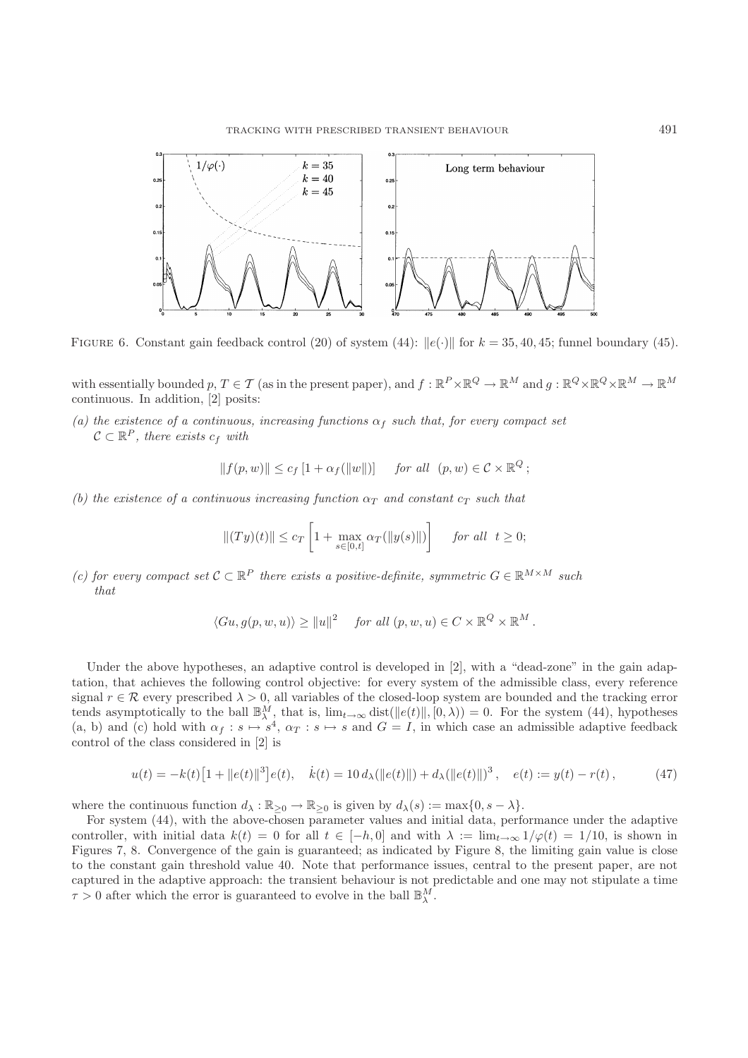FIGURE 6. Constant gain feedback control (20) of system (44): $\|e(\cdot)\|$ for $k = 35, 40, 45$; funnel boundary (45).

with essentially bounded $p$, $T \in \mathcal{T}$ (as in the present paper), and $f : \mathbb{R}^P \times \mathbb{R}^Q \to \mathbb{R}^M$ and $g : \mathbb{R}^Q \times \mathbb{R}^Q \times \mathbb{R}^M \to \mathbb{R}^M$ continuous. In addition, [2] posits:

*(a) the existence of a continuous, increasing functions $\alpha_f$ such that, for every compact set $\mathcal{C} \subset \mathbb{R}^P$, there exists $c_f$ with*

$$\|f(p, w)\| \le c_f \left[1 + \alpha_f(\|w\|)\right] \quad \text{for all } (p, w) \in \mathcal{C} \times \mathbb{R}^Q \,;$$

*(b) the existence of a continuous increasing function $\alpha_T$ and constant $c_T$ such that*

$$\|(Ty)(t)\| \le c_T \left[1 + \max_{s \in [0,t]} \alpha_T(\|y(s)\|)\right] \quad \text{for all } t \ge 0;$$

*(c) for every compact set $\mathcal{C} \subset \mathbb{R}^P$ there exists a positive-definite, symmetric $G \in \mathbb{R}^{M \times M}$ such that*

$$\langle Gu, g(p, w, u)\rangle \ge \|u\|^2 \quad \text{for all } (p, w, u) \in C \times \mathbb{R}^Q \times \mathbb{R}^M \,.$$

Under the above hypotheses, an adaptive control is developed in [2], with a "dead-zone" in the gain adaptation, that achieves the following control objective: for every system of the admissible class, every reference signal $r \in \mathcal{R}$ every prescribed $\lambda > 0$, all variables of the closed-loop system are bounded and the tracking error tends asymptotically to the ball $\mathbb{B}^M_\lambda$, that is, $\lim_{t\to\infty} \operatorname{dist}(\|e(t)\|, [0, \lambda)) = 0$. For the system (44), hypotheses (a, b) and (c) hold with $\alpha_f : s \mapsto s^4$, $\alpha_T : s \mapsto s$ and $G = I$, in which case an admissible adaptive feedback control of the class considered in [2] is

$$u(t) = -k(t)\left[1 + \|e(t)\|^3\right]e(t), \quad \dot{k}(t) = 10\, d_\lambda(\|e(t)\|) + d_\lambda(\|e(t)\|)^3 \,, \quad e(t) := y(t) - r(t) \,, \tag{47}$$

where the continuous function $d_\lambda : \mathbb{R}_{\ge 0} \to \mathbb{R}_{\ge 0}$ is given by $d_\lambda(s) := \max\{0, s - \lambda\}$.

For system (44), with the above-chosen parameter values and initial data, performance under the adaptive controller, with initial data $k(t) = 0$ for all $t \in [-h, 0]$ and with $\lambda := \lim_{t\to\infty} 1/\varphi(t) = 1/10$, is shown in Figures 7, 8. Convergence of the gain is guaranteed; as indicated by Figure 8, the limiting gain value is close to the constant gain threshold value 40. Note that performance issues, central to the present paper, are not captured in the adaptive approach: the transient behaviour is not predictable and one may not stipulate a time $\tau > 0$ after which the error is guaranteed to evolve in the ball $\mathbb{B}^M_\lambda$.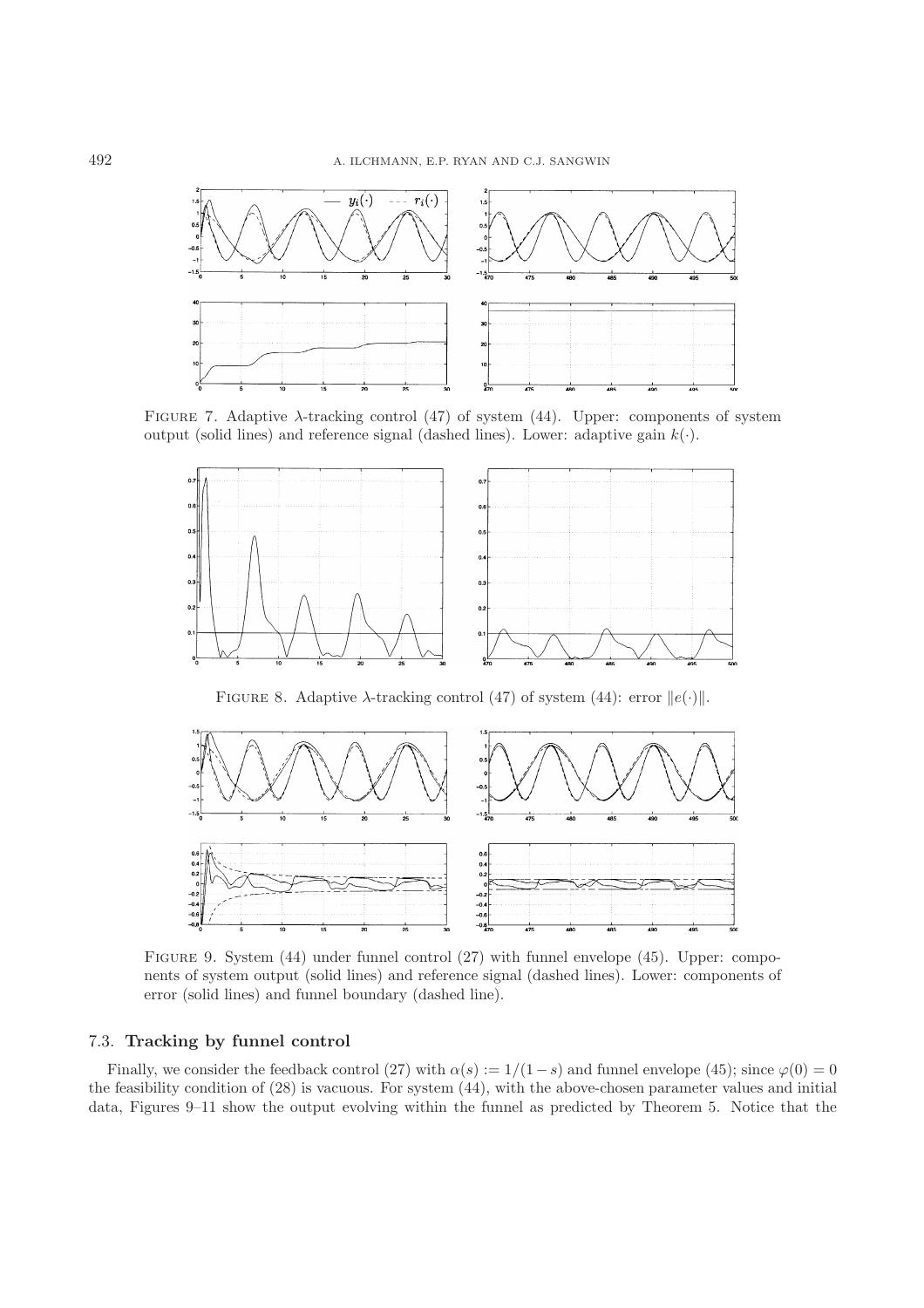FIGURE 7. Adaptive $\lambda$-tracking control (47) of system (44). Upper: components of system output (solid lines) and reference signal (dashed lines). Lower: adaptive gain $k(\cdot)$.

FIGURE 8. Adaptive $\lambda$-tracking control (47) of system (44): error $\|e(\cdot)\|$.

FIGURE 9. System (44) under funnel control (27) with funnel envelope (45). Upper: components of system output (solid lines) and reference signal (dashed lines). Lower: components of error (solid lines) and funnel boundary (dashed line).

### 7.3. **Tracking by funnel control**

Finally, we consider the feedback control (27) with $\alpha(s) := 1/(1-s)$ and funnel envelope (45); since $\varphi(0) = 0$ the feasibility condition of (28) is vacuous. For system (44), with the above-chosen parameter values and initial data, Figures 9–11 show the output evolving within the funnel as predicted by Theorem 5. Notice that the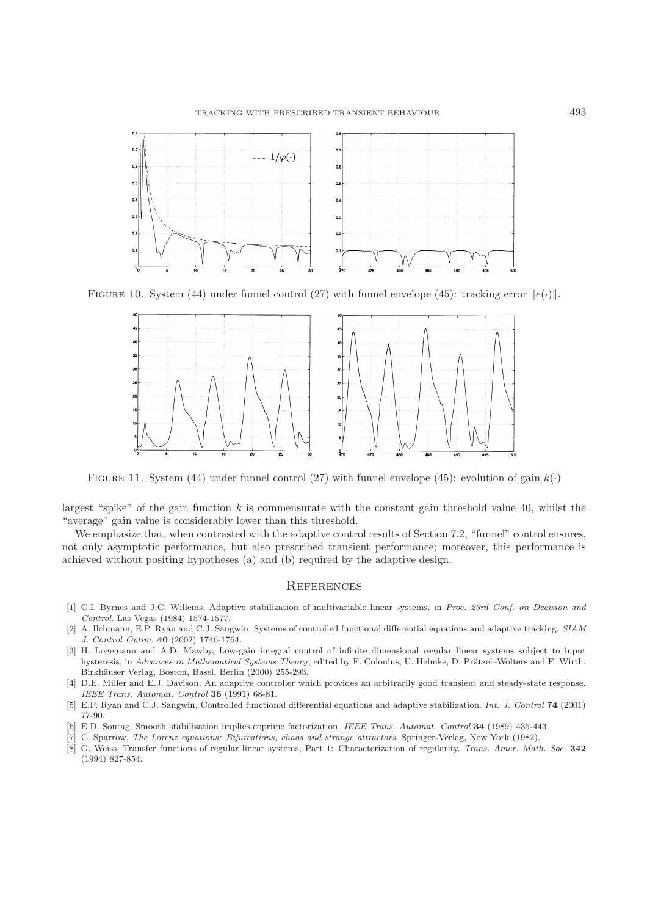0.8
0.7
0.6
0.5
0.4
0.3
0.2
0.1
0

0 5 10 15 20 25 30

$1/\varphi(\cdot)$

470 475 480 485 490 495 500

FIGURE 10. System (44) under funnel control (27) with funnel envelope (45): tracking error $\|e(\cdot)\|$.

50
45
40
35
30
25
20
15
10
5
0

0 5 10 15 20 25 30

470 475 480 485 490 495 500

FIGURE 11. System (44) under funnel control (27) with funnel envelope (45): evolution of gain $k(\cdot)$

largest "spike" of the gain function $k$ is commensurate with the constant gain threshold value 40, whilst the "average" gain value is considerably lower than this threshold.

We emphasize that, when contrasted with the adaptive control results of Section 7.2, "funnel" control ensures, not only asymptotic performance, but also prescribed transient performance; moreover, this performance is achieved without positing hypotheses (a) and (b) required by the adaptive design.

## References

[1] C.I. Byrnes and J.C. Willems, Adaptive stabilization of multivariable linear systems, in *Proc. 23rd Conf. on Decision and Control*. Las Vegas (1984) 1574-1577.

[2] A. Ilchmann, E.P. Ryan and C.J. Sangwin, Systems of controlled functional differential equations and adaptive tracking. *SIAM J. Control Optim.* **40** (2002) 1746-1764.

[3] H. Logemann and A.D. Mawby, Low-gain integral control of infinite dimensional regular linear systems subject to input hysteresis, in *Advances in Mathematical Systems Theory*, edited by F. Colonius, U. Helmke, D. Prätzel–Wolters and F. Wirth. Birkhäuser Verlag, Boston, Basel, Berlin (2000) 255-293.

[4] D.E. Miller and E.J. Davison, An adaptive controller which provides an arbitrarily good transient and steady-state response. *IEEE Trans. Automat. Control* **36** (1991) 68-81.

[5] E.P. Ryan and C.J. Sangwin, Controlled functional differential equations and adaptive stabilization. *Int. J. Control* **74** (2001) 77-90.

[6] E.D. Sontag, Smooth stabilization implies coprime factorization. *IEEE Trans. Automat. Control* **34** (1989) 435-443.

[7] C. Sparrow, *The Lorenz equations: Bifurcations, chaos and strange attractors*. Springer-Verlag, New York (1982).

[8] G. Weiss, Transfer functions of regular linear systems, Part 1: Characterization of regularity. *Trans. Amer. Math. Soc.* **342** (1994) 827-854.